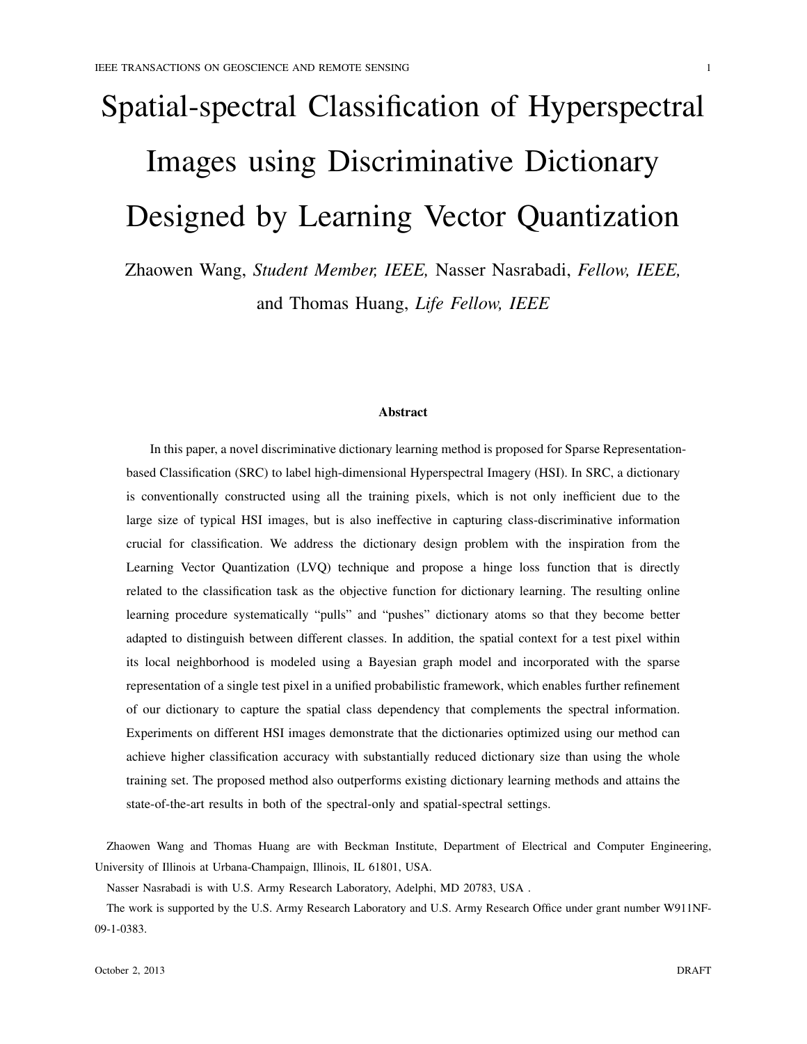# Spatial-spectral Classification of Hyperspectral Images using Discriminative Dictionary Designed by Learning Vector Quantization

Zhaowen Wang, *Student Member, IEEE,* Nasser Nasrabadi, *Fellow, IEEE,* and Thomas Huang, *Life Fellow, IEEE*

### Abstract

In this paper, a novel discriminative dictionary learning method is proposed for Sparse Representation-based Classification (SRC) to label high-dimensional Hyperspectral Imagery (HSI). In SRC, a dictionary is conventionally constructed using all the training pixels, which is not only inefficient due to the large size of typical HSI images, but is also ineffective in capturing class-discriminative information crucial for classification. We address the dictionary design problem with the inspiration from the Learning Vector Quantization (LVQ) technique and propose a hinge loss function that is directly related to the classification task as the objective function for dictionary learning. The resulting online learning procedure systematically "pulls" and "pushes" dictionary atoms so that they become better adapted to distinguish between different classes. In addition, the spatial context for a test pixel within its local neighborhood is modeled using a Bayesian graph model and incorporated with the sparse representation of a single test pixel in a unified probabilistic framework, which enables further refinement of our dictionary to capture the spatial class dependency that complements the spectral information. Experiments on different HSI images demonstrate that the dictionaries optimized using our method can achieve higher classification accuracy with substantially reduced dictionary size than using the whole training set. The proposed method also outperforms existing dictionary learning methods and attains the state-of-the-art results in both of the spectral-only and spatial-spectral settings.

Zhaowen Wang and Thomas Huang are with Beckman Institute, Department of Electrical and Computer Engineering, University of Illinois at Urbana-Champaign, Illinois, IL 61801, USA.

Nasser Nasrabadi is with U.S. Army Research Laboratory, Adelphi, MD 20783, USA .

The work is supported by the U.S. Army Research Laboratory and U.S. Army Research Office under grant number W911NF-09-1-0383.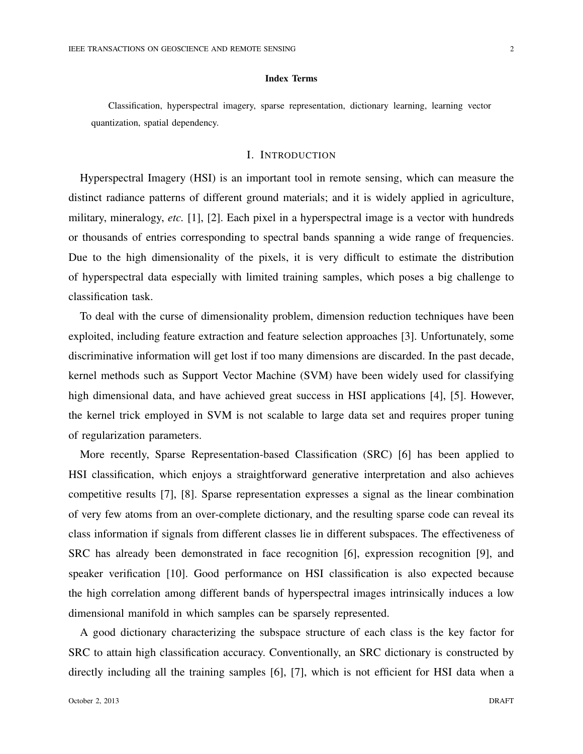**Index Terms**

Classification, hyperspectral imagery, sparse representation, dictionary learning, learning vector quantization, spatial dependency.

## I. Introduction

Hyperspectral Imagery (HSI) is an important tool in remote sensing, which can measure the distinct radiance patterns of different ground materials; and it is widely applied in agriculture, military, mineralogy, *etc.* [1], [2]. Each pixel in a hyperspectral image is a vector with hundreds or thousands of entries corresponding to spectral bands spanning a wide range of frequencies. Due to the high dimensionality of the pixels, it is very difficult to estimate the distribution of hyperspectral data especially with limited training samples, which poses a big challenge to classification task.

To deal with the curse of dimensionality problem, dimension reduction techniques have been exploited, including feature extraction and feature selection approaches [3]. Unfortunately, some discriminative information will get lost if too many dimensions are discarded. In the past decade, kernel methods such as Support Vector Machine (SVM) have been widely used for classifying high dimensional data, and have achieved great success in HSI applications [4], [5]. However, the kernel trick employed in SVM is not scalable to large data set and requires proper tuning of regularization parameters.

More recently, Sparse Representation-based Classification (SRC) [6] has been applied to HSI classification, which enjoys a straightforward generative interpretation and also achieves competitive results [7], [8]. Sparse representation expresses a signal as the linear combination of very few atoms from an over-complete dictionary, and the resulting sparse code can reveal its class information if signals from different classes lie in different subspaces. The effectiveness of SRC has already been demonstrated in face recognition [6], expression recognition [9], and speaker verification [10]. Good performance on HSI classification is also expected because the high correlation among different bands of hyperspectral images intrinsically induces a low dimensional manifold in which samples can be sparsely represented.

A good dictionary characterizing the subspace structure of each class is the key factor for SRC to attain high classification accuracy. Conventionally, an SRC dictionary is constructed by directly including all the training samples [6], [7], which is not efficient for HSI data when a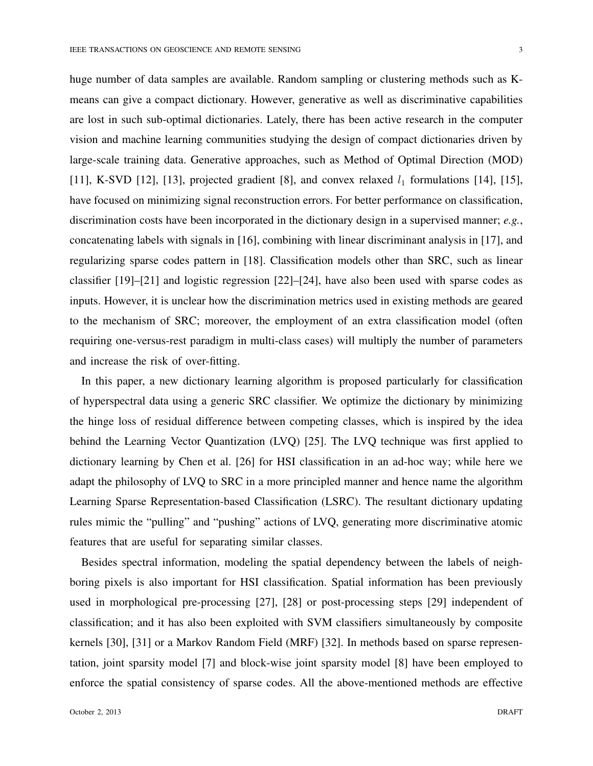huge number of data samples are available. Random sampling or clustering methods such as K-means can give a compact dictionary. However, generative as well as discriminative capabilities are lost in such sub-optimal dictionaries. Lately, there has been active research in the computer vision and machine learning communities studying the design of compact dictionaries driven by large-scale training data. Generative approaches, such as Method of Optimal Direction (MOD) [11], K-SVD [12], [13], projected gradient [8], and convex relaxed $l_1$ formulations [14], [15], have focused on minimizing signal reconstruction errors. For better performance on classification, discrimination costs have been incorporated in the dictionary design in a supervised manner; *e.g.*, concatenating labels with signals in [16], combining with linear discriminant analysis in [17], and regularizing sparse codes pattern in [18]. Classification models other than SRC, such as linear classifier [19]–[21] and logistic regression [22]–[24], have also been used with sparse codes as inputs. However, it is unclear how the discrimination metrics used in existing methods are geared to the mechanism of SRC; moreover, the employment of an extra classification model (often requiring one-versus-rest paradigm in multi-class cases) will multiply the number of parameters and increase the risk of over-fitting.

In this paper, a new dictionary learning algorithm is proposed particularly for classification of hyperspectral data using a generic SRC classifier. We optimize the dictionary by minimizing the hinge loss of residual difference between competing classes, which is inspired by the idea behind the Learning Vector Quantization (LVQ) [25]. The LVQ technique was first applied to dictionary learning by Chen et al. [26] for HSI classification in an ad-hoc way; while here we adapt the philosophy of LVQ to SRC in a more principled manner and hence name the algorithm Learning Sparse Representation-based Classification (LSRC). The resultant dictionary updating rules mimic the "pulling" and "pushing" actions of LVQ, generating more discriminative atomic features that are useful for separating similar classes.

Besides spectral information, modeling the spatial dependency between the labels of neighboring pixels is also important for HSI classification. Spatial information has been previously used in morphological pre-processing [27], [28] or post-processing steps [29] independent of classification; and it has also been exploited with SVM classifiers simultaneously by composite kernels [30], [31] or a Markov Random Field (MRF) [32]. In methods based on sparse representation, joint sparsity model [7] and block-wise joint sparsity model [8] have been employed to enforce the spatial consistency of sparse codes. All the above-mentioned methods are effective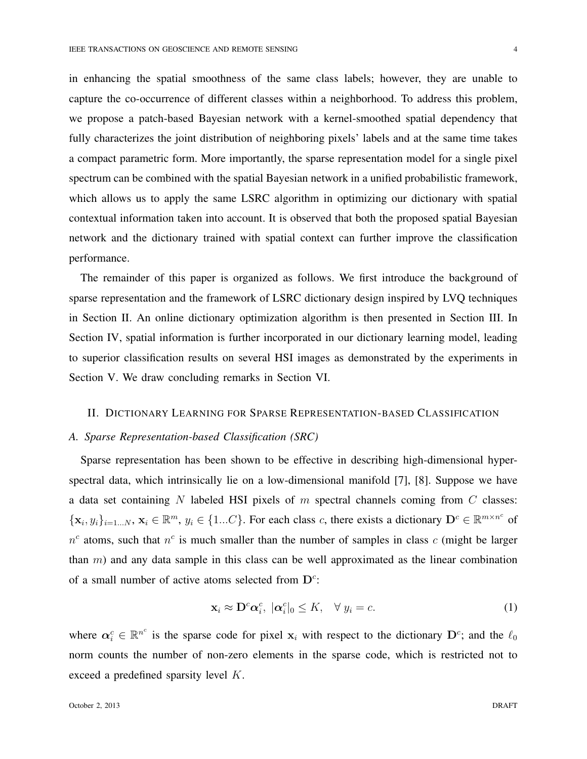in enhancing the spatial smoothness of the same class labels; however, they are unable to capture the co-occurrence of different classes within a neighborhood. To address this problem, we propose a patch-based Bayesian network with a kernel-smoothed spatial dependency that fully characterizes the joint distribution of neighboring pixels' labels and at the same time takes a compact parametric form. More importantly, the sparse representation model for a single pixel spectrum can be combined with the spatial Bayesian network in a unified probabilistic framework, which allows us to apply the same LSRC algorithm in optimizing our dictionary with spatial contextual information taken into account. It is observed that both the proposed spatial Bayesian network and the dictionary trained with spatial context can further improve the classification performance.

The remainder of this paper is organized as follows. We first introduce the background of sparse representation and the framework of LSRC dictionary design inspired by LVQ techniques in Section II. An online dictionary optimization algorithm is then presented in Section III. In Section IV, spatial information is further incorporated in our dictionary learning model, leading to superior classification results on several HSI images as demonstrated by the experiments in Section V. We draw concluding remarks in Section VI.

## II. Dictionary Learning for Sparse Representation-based Classification

### A. Sparse Representation-based Classification (SRC)

Sparse representation has been shown to be effective in describing high-dimensional hyperspectral data, which intrinsically lie on a low-dimensional manifold [7], [8]. Suppose we have a data set containing $N$ labeled HSI pixels of $m$ spectral channels coming from $C$ classes: $\{\mathbf{x}_i, y_i\}_{i=1...N}$, $\mathbf{x}_i \in \mathbb{R}^m$, $y_i \in \{1...C\}$. For each class $c$, there exists a dictionary $\mathbf{D}^c \in \mathbb{R}^{m \times n^c}$ of $n^c$ atoms, such that $n^c$ is much smaller than the number of samples in class $c$ (might be larger than $m$) and any data sample in this class can be well approximated as the linear combination of a small number of active atoms selected from $\mathbf{D}^c$:

$$\mathbf{x}_i \approx \mathbf{D}^c \boldsymbol{\alpha}_i^c, \ |\boldsymbol{\alpha}_i^c|_0 \leq K, \quad \forall \ y_i = c. \tag{1}$$

where $\boldsymbol{\alpha}_i^c \in \mathbb{R}^{n^c}$ is the sparse code for pixel $\mathbf{x}_i$ with respect to the dictionary $\mathbf{D}^c$; and the $\ell_0$ norm counts the number of non-zero elements in the sparse code, which is restricted not to exceed a predefined sparsity level $K$.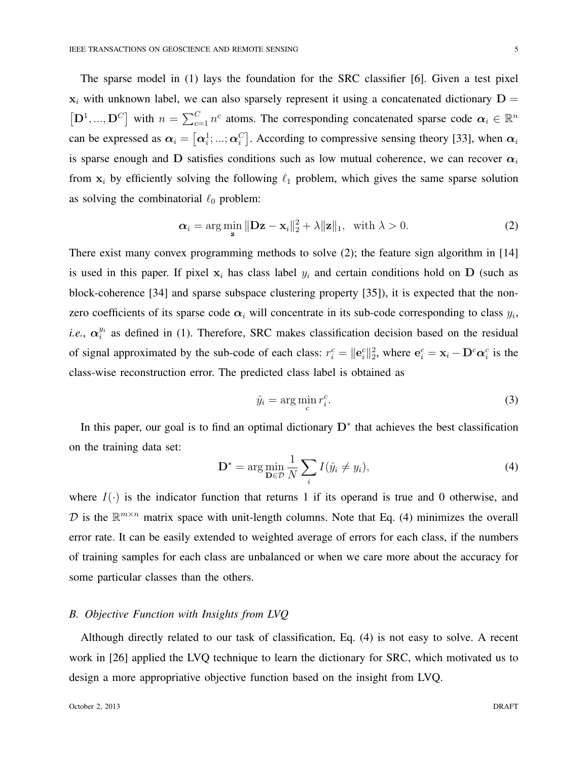The sparse model in (1) lays the foundation for the SRC classifier [6]. Given a test pixel $\mathbf{x}_i$ with unknown label, we can also sparsely represent it using a concatenated dictionary $\mathbf{D} = \left[\mathbf{D}^1, ..., \mathbf{D}^C\right]$ with $n = \sum_{c=1}^{C} n^c$ atoms. The corresponding concatenated sparse code $\boldsymbol{\alpha}_i \in \mathbb{R}^n$ can be expressed as $\boldsymbol{\alpha}_i = \left[\boldsymbol{\alpha}_i^1; ...; \boldsymbol{\alpha}_i^C\right]$. According to compressive sensing theory [33], when $\boldsymbol{\alpha}_i$ is sparse enough and $\mathbf{D}$ satisfies conditions such as low mutual coherence, we can recover $\boldsymbol{\alpha}_i$ from $\mathbf{x}_i$ by efficiently solving the following $\ell_1$ problem, which gives the same sparse solution as solving the combinatorial $\ell_0$ problem:

$$\boldsymbol{\alpha}_i = \arg\min_{\mathbf{z}} \|\mathbf{D}\mathbf{z} - \mathbf{x}_i\|_2^2 + \lambda \|\mathbf{z}\|_1, \quad \text{with } \lambda > 0. \tag{2}$$

There exist many convex programming methods to solve (2); the feature sign algorithm in [14] is used in this paper. If pixel $\mathbf{x}_i$ has class label $y_i$ and certain conditions hold on $\mathbf{D}$ (such as block-coherence [34] and sparse subspace clustering property [35]), it is expected that the non-zero coefficients of its sparse code $\boldsymbol{\alpha}_i$ will concentrate in its sub-code corresponding to class $y_i$, *i.e.*, $\boldsymbol{\alpha}_i^{y_i}$ as defined in (1). Therefore, SRC makes classification decision based on the residual of signal approximated by the sub-code of each class: $r_i^c = \|\mathbf{e}_i^c\|_2^2$, where $\mathbf{e}_i^c = \mathbf{x}_i - \mathbf{D}^c \boldsymbol{\alpha}_i^c$ is the class-wise reconstruction error. The predicted class label is obtained as

$$\hat{y}_i = \arg\min_{c} r_i^c. \tag{3}$$

In this paper, our goal is to find an optimal dictionary $\mathbf{D}^*$ that achieves the best classification on the training data set:

$$\mathbf{D}^* = \arg\min_{\mathbf{D} \in \mathcal{D}} \frac{1}{N} \sum_i I(\hat{y}_i \neq y_i), \tag{4}$$

where $I(\cdot)$ is the indicator function that returns 1 if its operand is true and 0 otherwise, and $\mathcal{D}$ is the $\mathbb{R}^{m \times n}$ matrix space with unit-length columns. Note that Eq. (4) minimizes the overall error rate. It can be easily extended to weighted average of errors for each class, if the numbers of training samples for each class are unbalanced or when we care more about the accuracy for some particular classes than the others.

### *B. Objective Function with Insights from LVQ*

Although directly related to our task of classification, Eq. (4) is not easy to solve. A recent work in [26] applied the LVQ technique to learn the dictionary for SRC, which motivated us to design a more appropriative objective function based on the insight from LVQ.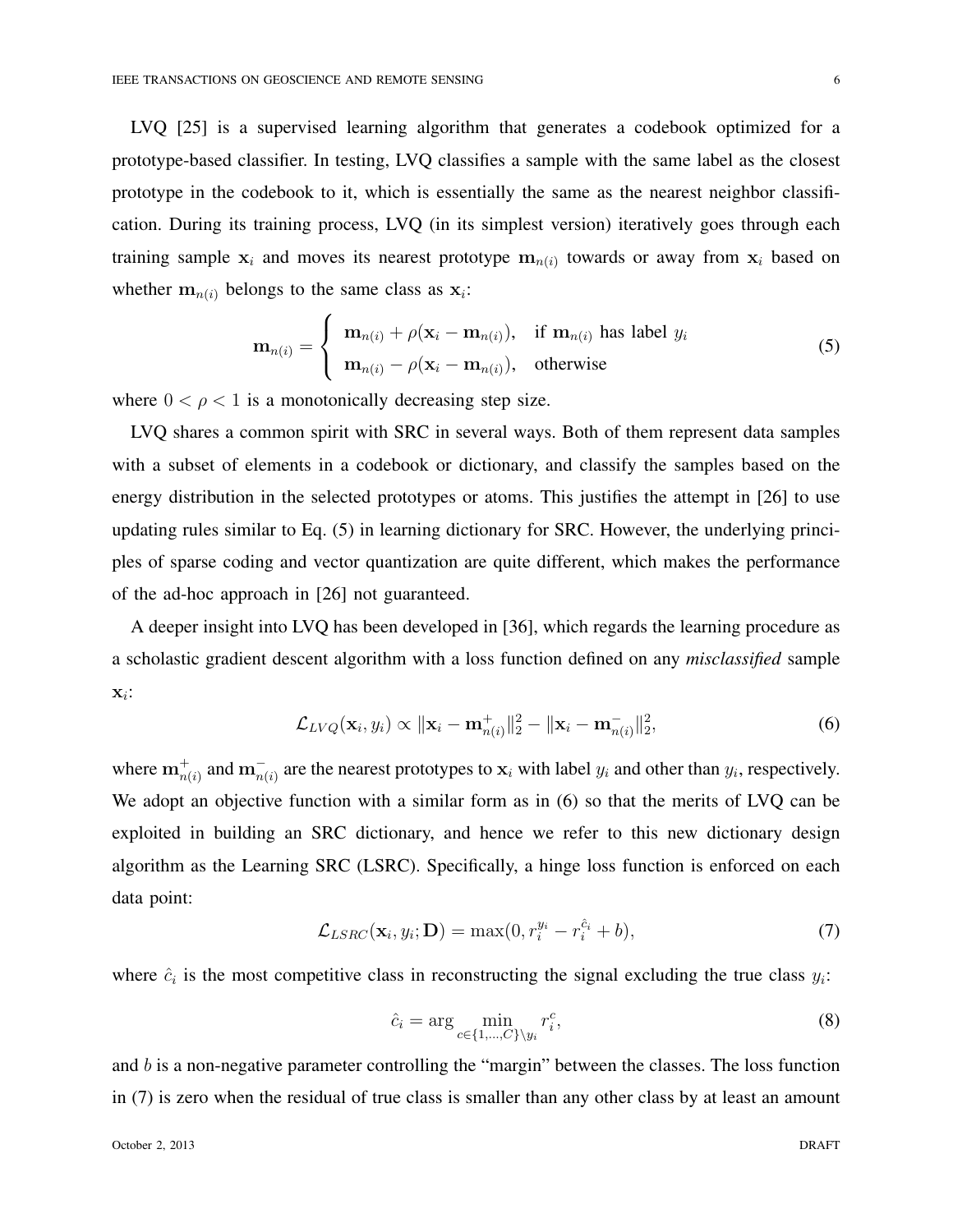LVQ [25] is a supervised learning algorithm that generates a codebook optimized for a prototype-based classifier. In testing, LVQ classifies a sample with the same label as the closest prototype in the codebook to it, which is essentially the same as the nearest neighbor classification. During its training process, LVQ (in its simplest version) iteratively goes through each training sample $\mathbf{x}_i$ and moves its nearest prototype $\mathbf{m}_{n(i)}$ towards or away from $\mathbf{x}_i$ based on whether $\mathbf{m}_{n(i)}$ belongs to the same class as $\mathbf{x}_i$:

$$\mathbf{m}_{n(i)} = \begin{cases} \mathbf{m}_{n(i)} + \rho(\mathbf{x}_i - \mathbf{m}_{n(i)}), & \text{if } \mathbf{m}_{n(i)} \text{ has label } y_i \\ \mathbf{m}_{n(i)} - \rho(\mathbf{x}_i - \mathbf{m}_{n(i)}), & \text{otherwise} \end{cases} \tag{5}$$

where $0 < \rho < 1$ is a monotonically decreasing step size.

LVQ shares a common spirit with SRC in several ways. Both of them represent data samples with a subset of elements in a codebook or dictionary, and classify the samples based on the energy distribution in the selected prototypes or atoms. This justifies the attempt in [26] to use updating rules similar to Eq. (5) in learning dictionary for SRC. However, the underlying principles of sparse coding and vector quantization are quite different, which makes the performance of the ad-hoc approach in [26] not guaranteed.

A deeper insight into LVQ has been developed in [36], which regards the learning procedure as a scholastic gradient descent algorithm with a loss function defined on any *misclassified* sample $\mathbf{x}_i$:

$$\mathcal{L}_{LVQ}(\mathbf{x}_i, y_i) \propto \|\mathbf{x}_i - \mathbf{m}^+_{n(i)}\|_2^2 - \|\mathbf{x}_i - \mathbf{m}^-_{n(i)}\|_2^2, \tag{6}$$

where $\mathbf{m}^+_{n(i)}$ and $\mathbf{m}^-_{n(i)}$ are the nearest prototypes to $\mathbf{x}_i$ with label $y_i$ and other than $y_i$, respectively. We adopt an objective function with a similar form as in (6) so that the merits of LVQ can be exploited in building an SRC dictionary, and hence we refer to this new dictionary design algorithm as the Learning SRC (LSRC). Specifically, a hinge loss function is enforced on each data point:

$$\mathcal{L}_{LSRC}(\mathbf{x}_i, y_i; \mathbf{D}) = \max(0, r_i^{y_i} - r_i^{\hat{c}_i} + b), \tag{7}$$

where $\hat{c}_i$ is the most competitive class in reconstructing the signal excluding the true class $y_i$:

$$\hat{c}_i = \arg \min_{c \in \{1,\ldots,C\} \setminus y_i} r_i^c, \tag{8}$$

and $b$ is a non-negative parameter controlling the "margin" between the classes. The loss function in (7) is zero when the residual of true class is smaller than any other class by at least an amount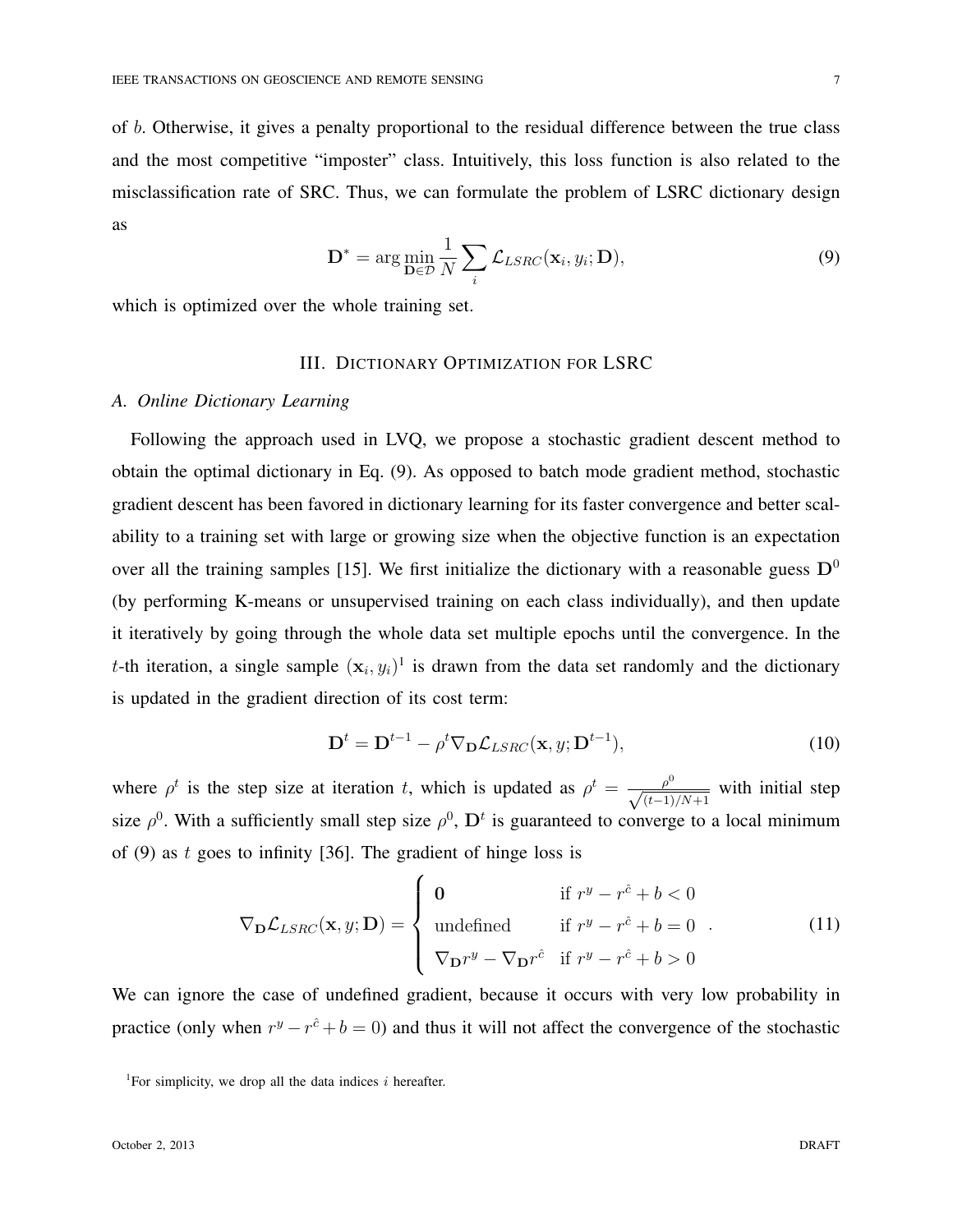of $b$. Otherwise, it gives a penalty proportional to the residual difference between the true class and the most competitive "imposter" class. Intuitively, this loss function is also related to the misclassification rate of SRC. Thus, we can formulate the problem of LSRC dictionary design as

$$\mathbf{D}^* = \arg\min_{\mathbf{D}\in\mathcal{D}} \frac{1}{N}\sum_i \mathcal{L}_{LSRC}(\mathbf{x}_i, y_i; \mathbf{D}), \tag{9}$$

which is optimized over the whole training set.

## III. Dictionary Optimization for LSRC

### A. Online Dictionary Learning

Following the approach used in LVQ, we propose a stochastic gradient descent method to obtain the optimal dictionary in Eq. (9). As opposed to batch mode gradient method, stochastic gradient descent has been favored in dictionary learning for its faster convergence and better scalability to a training set with large or growing size when the objective function is an expectation over all the training samples [15]. We first initialize the dictionary with a reasonable guess $\mathbf{D}^0$ (by performing K-means or unsupervised training on each class individually), and then update it iteratively by going through the whole data set multiple epochs until the convergence. In the $t$-th iteration, a single sample $(\mathbf{x}_i, y_i)$[1] is drawn from the data set randomly and the dictionary is updated in the gradient direction of its cost term:

$$\mathbf{D}^t = \mathbf{D}^{t-1} - \rho^t \nabla_{\mathbf{D}} \mathcal{L}_{LSRC}(\mathbf{x}, y; \mathbf{D}^{t-1}), \tag{10}$$

where $\rho^t$ is the step size at iteration $t$, which is updated as $\rho^t = \frac{\rho^0}{\sqrt{(t-1)/N+1}}$ with initial step size $\rho^0$. With a sufficiently small step size $\rho^0$, $\mathbf{D}^t$ is guaranteed to converge to a local minimum of (9) as $t$ goes to infinity [36]. The gradient of hinge loss is

$$\nabla_{\mathbf{D}} \mathcal{L}_{LSRC}(\mathbf{x}, y; \mathbf{D}) = \begin{cases} \mathbf{0} & \text{if } r^y - r^{\hat{c}} + b < 0 \\ \text{undefined} & \text{if } r^y - r^{\hat{c}} + b = 0 \\ \nabla_{\mathbf{D}} r^y - \nabla_{\mathbf{D}} r^{\hat{c}} & \text{if } r^y - r^{\hat{c}} + b > 0 \end{cases}. \tag{11}$$

We can ignore the case of undefined gradient, because it occurs with very low probability in practice (only when $r^y - r^{\hat{c}} + b = 0$) and thus it will not affect the convergence of the stochastic

[1] For simplicity, we drop all the data indices $i$ hereafter.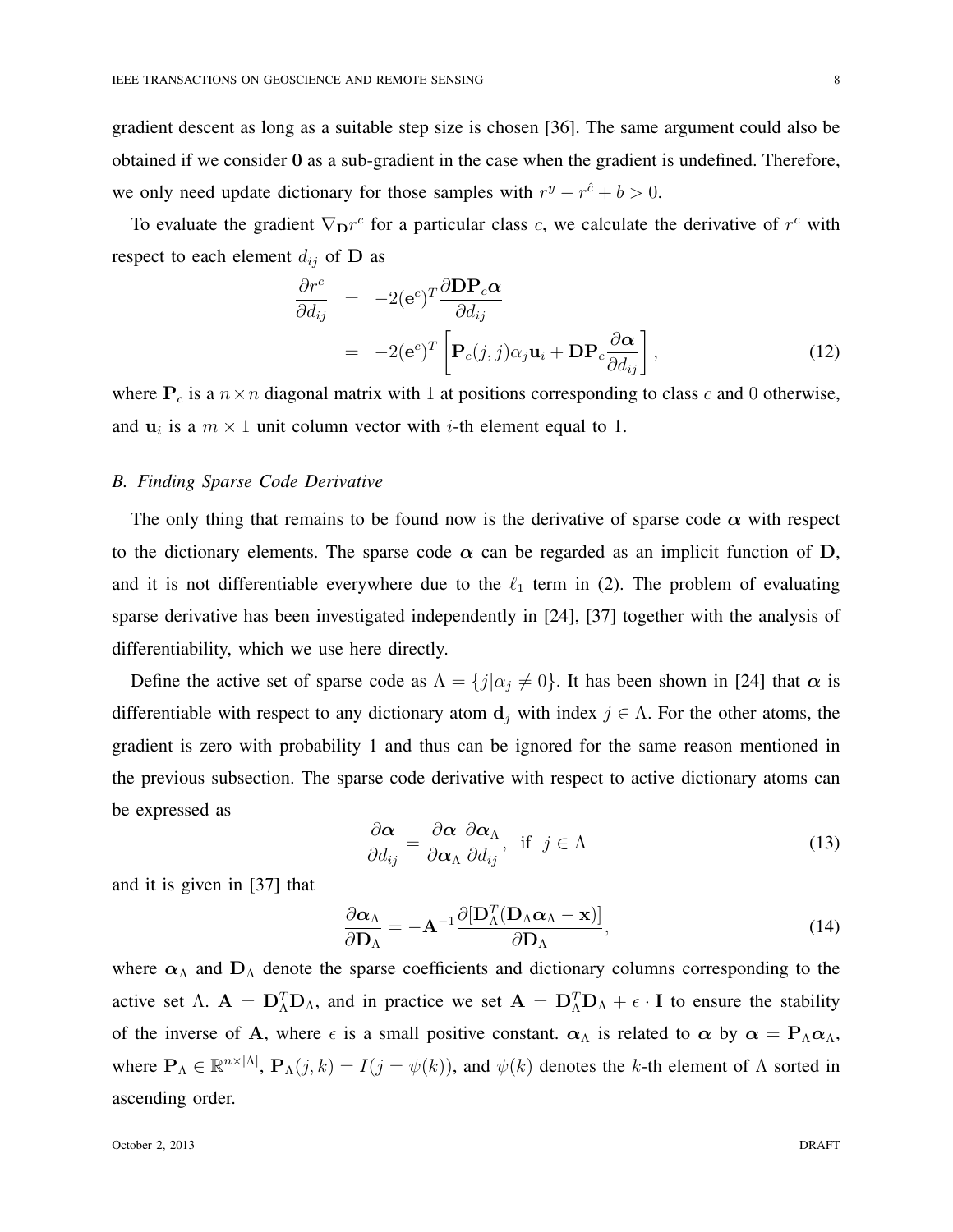gradient descent as long as a suitable step size is chosen [36]. The same argument could also be obtained if we consider $\mathbf{0}$ as a sub-gradient in the case when the gradient is undefined. Therefore, we only need update dictionary for those samples with $r^y - r^{\hat{c}} + b > 0$.

To evaluate the gradient $\nabla_{\mathbf{D}} r^c$ for a particular class $c$, we calculate the derivative of $r^c$ with respect to each element $d_{ij}$ of $\mathbf{D}$ as

$$
\begin{aligned}
\frac{\partial r^c}{\partial d_{ij}} &= -2(\mathbf{e}^c)^T \frac{\partial \mathbf{D}\mathbf{P}_c \boldsymbol{\alpha}}{\partial d_{ij}} \\
&= -2(\mathbf{e}^c)^T \left[ \mathbf{P}_c(j,j)\alpha_j \mathbf{u}_i + \mathbf{D}\mathbf{P}_c \frac{\partial \boldsymbol{\alpha}}{\partial d_{ij}} \right],
\end{aligned}
\tag{12}
$$

where $\mathbf{P}_c$ is a $n \times n$ diagonal matrix with 1 at positions corresponding to class $c$ and 0 otherwise, and $\mathbf{u}_i$ is a $m \times 1$ unit column vector with $i$-th element equal to 1.

### *B. Finding Sparse Code Derivative*

The only thing that remains to be found now is the derivative of sparse code $\boldsymbol{\alpha}$ with respect to the dictionary elements. The sparse code $\boldsymbol{\alpha}$ can be regarded as an implicit function of $\mathbf{D}$, and it is not differentiable everywhere due to the $\ell_1$ term in (2). The problem of evaluating sparse derivative has been investigated independently in [24], [37] together with the analysis of differentiability, which we use here directly.

Define the active set of sparse code as $\Lambda = \{j | \alpha_j \neq 0\}$. It has been shown in [24] that $\boldsymbol{\alpha}$ is differentiable with respect to any dictionary atom $\mathbf{d}_j$ with index $j \in \Lambda$. For the other atoms, the gradient is zero with probability 1 and thus can be ignored for the same reason mentioned in the previous subsection. The sparse code derivative with respect to active dictionary atoms can be expressed as

$$
\frac{\partial \boldsymbol{\alpha}}{\partial d_{ij}} = \frac{\partial \boldsymbol{\alpha}}{\partial \boldsymbol{\alpha}_\Lambda} \frac{\partial \boldsymbol{\alpha}_\Lambda}{\partial d_{ij}}, \quad \text{if} \quad j \in \Lambda \tag{13}
$$

and it is given in [37] that

$$
\frac{\partial \boldsymbol{\alpha}_\Lambda}{\partial \mathbf{D}_\Lambda} = -\mathbf{A}^{-1} \frac{\partial [\mathbf{D}_\Lambda^T (\mathbf{D}_\Lambda \boldsymbol{\alpha}_\Lambda - \mathbf{x})]}{\partial \mathbf{D}_\Lambda}, \tag{14}
$$

where $\boldsymbol{\alpha}_\Lambda$ and $\mathbf{D}_\Lambda$ denote the sparse coefficients and dictionary columns corresponding to the active set $\Lambda$. $\mathbf{A} = \mathbf{D}_\Lambda^T \mathbf{D}_\Lambda$, and in practice we set $\mathbf{A} = \mathbf{D}_\Lambda^T \mathbf{D}_\Lambda + \epsilon \cdot \mathbf{I}$ to ensure the stability of the inverse of $\mathbf{A}$, where $\epsilon$ is a small positive constant. $\boldsymbol{\alpha}_\Lambda$ is related to $\boldsymbol{\alpha}$ by $\boldsymbol{\alpha} = \mathbf{P}_\Lambda \boldsymbol{\alpha}_\Lambda$, where $\mathbf{P}_\Lambda \in \mathbb{R}^{n \times |\Lambda|}$, $\mathbf{P}_\Lambda(j,k) = I(j = \psi(k))$, and $\psi(k)$ denotes the $k$-th element of $\Lambda$ sorted in ascending order.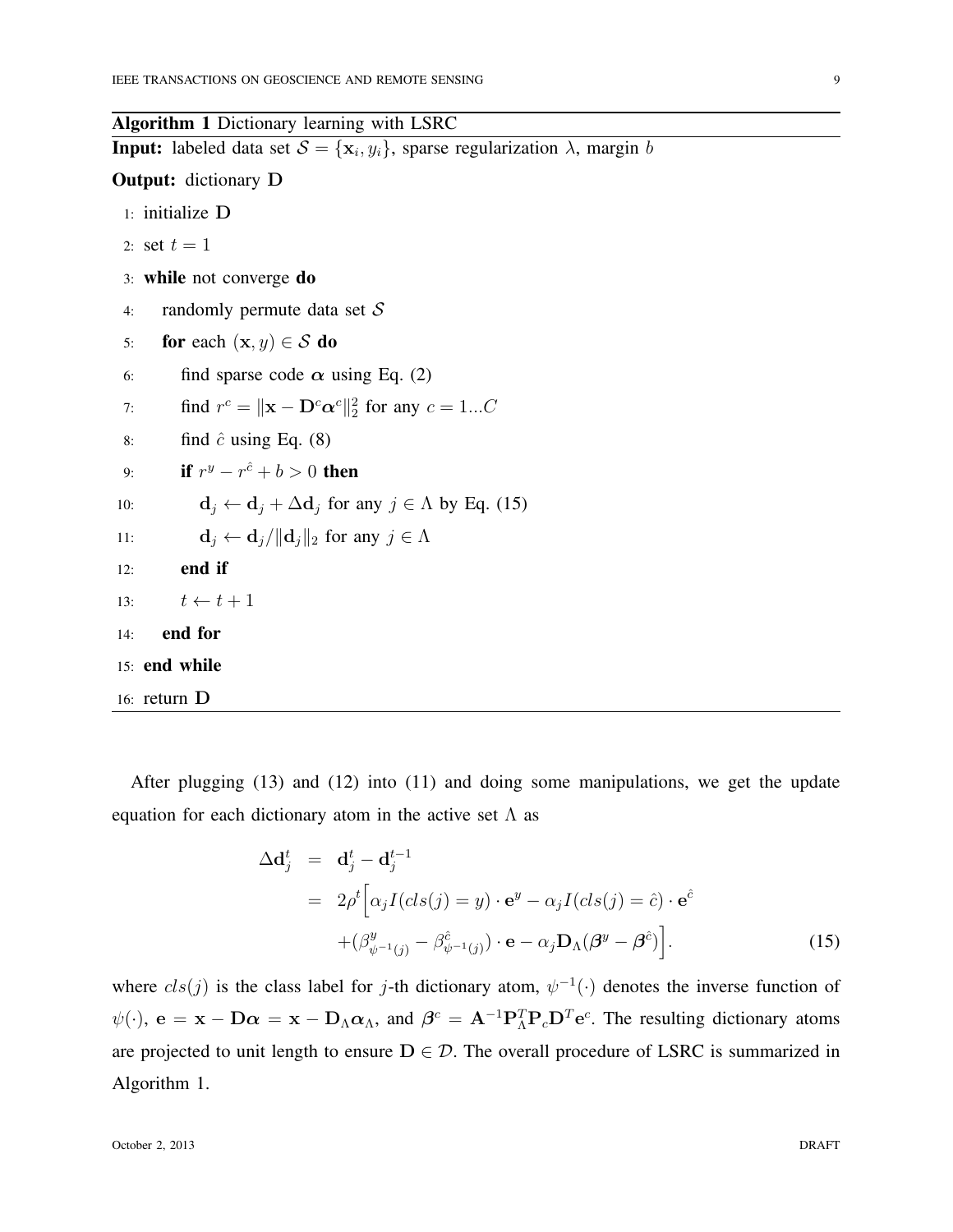**Algorithm 1** Dictionary learning with LSRC

**Input:** labeled data set $\mathcal{S} = \{\mathbf{x}_i, y_i\}$, sparse regularization $\lambda$, margin $b$

**Output:** dictionary $\mathbf{D}$

```
1: initialize D
2: set t = 1
3: while not converge do
4:    randomly permute data set S
5:    for each (x, y) ∈ S do
6:       find sparse code α using Eq. (2)
7:       find r^c = ||x − D^c α^c||_2^2 for any c = 1...C
8:       find ĉ using Eq. (8)
9:       if r^y − r^ĉ + b > 0 then
10:         d_j ← d_j + Δd_j for any j ∈ Λ by Eq. (15)
11:         d_j ← d_j / ||d_j||_2 for any j ∈ Λ
12:      end if
13:      t ← t + 1
14:   end for
15: end while
16: return D
```

After plugging (13) and (12) into (11) and doing some manipulations, we get the update equation for each dictionary atom in the active set $\Lambda$ as

$$
\begin{aligned}
\Delta \mathbf{d}_j^t &= \mathbf{d}_j^t - \mathbf{d}_j^{t-1} \\
&= 2\rho^t \Big[ \alpha_j I(cls(j) = y) \cdot \mathbf{e}^y - \alpha_j I(cls(j) = \hat{c}) \cdot \mathbf{e}^{\hat{c}} \\
&\quad + (\beta^y_{\psi^{-1}(j)} - \beta^{\hat{c}}_{\psi^{-1}(j)}) \cdot \mathbf{e} - \alpha_j \mathbf{D}_\Lambda (\boldsymbol{\beta}^y - \boldsymbol{\beta}^{\hat{c}}) \Big]. \qquad (15)
\end{aligned}
$$

where $cls(j)$ is the class label for $j$-th dictionary atom, $\psi^{-1}(\cdot)$ denotes the inverse function of $\psi(\cdot)$, $\mathbf{e} = \mathbf{x} - \mathbf{D}\boldsymbol{\alpha} = \mathbf{x} - \mathbf{D}_\Lambda \boldsymbol{\alpha}_\Lambda$, and $\boldsymbol{\beta}^c = \mathbf{A}^{-1}\mathbf{P}_\Lambda^T \mathbf{P}_c \mathbf{D}^T \mathbf{e}^c$. The resulting dictionary atoms are projected to unit length to ensure $\mathbf{D} \in \mathcal{D}$. The overall procedure of LSRC is summarized in Algorithm 1.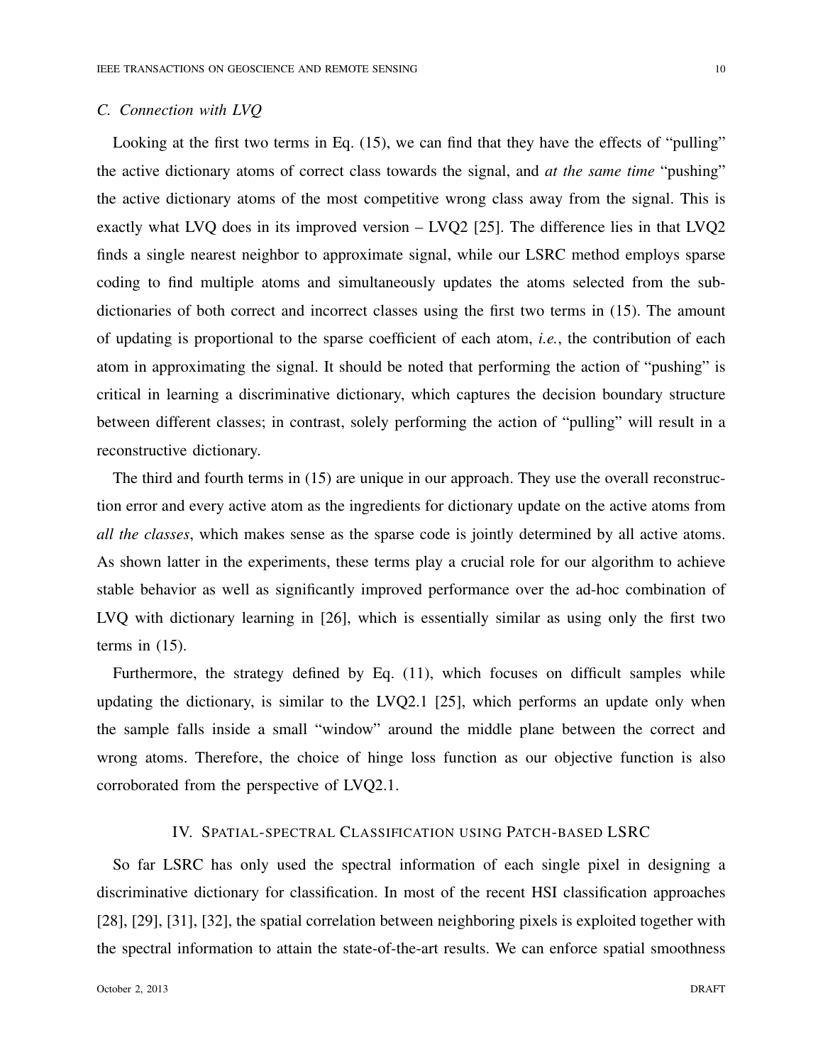### C. Connection with LVQ

Looking at the first two terms in Eq. (15), we can find that they have the effects of "pulling" the active dictionary atoms of correct class towards the signal, and *at the same time* "pushing" the active dictionary atoms of the most competitive wrong class away from the signal. This is exactly what LVQ does in its improved version – LVQ2 [25]. The difference lies in that LVQ2 finds a single nearest neighbor to approximate signal, while our LSRC method employs sparse coding to find multiple atoms and simultaneously updates the atoms selected from the sub-dictionaries of both correct and incorrect classes using the first two terms in (15). The amount of updating is proportional to the sparse coefficient of each atom, *i.e.*, the contribution of each atom in approximating the signal. It should be noted that performing the action of "pushing" is critical in learning a discriminative dictionary, which captures the decision boundary structure between different classes; in contrast, solely performing the action of "pulling" will result in a reconstructive dictionary.

The third and fourth terms in (15) are unique in our approach. They use the overall reconstruction error and every active atom as the ingredients for dictionary update on the active atoms from *all the classes*, which makes sense as the sparse code is jointly determined by all active atoms. As shown latter in the experiments, these terms play a crucial role for our algorithm to achieve stable behavior as well as significantly improved performance over the ad-hoc combination of LVQ with dictionary learning in [26], which is essentially similar as using only the first two terms in (15).

Furthermore, the strategy defined by Eq. (11), which focuses on difficult samples while updating the dictionary, is similar to the LVQ2.1 [25], which performs an update only when the sample falls inside a small "window" around the middle plane between the correct and wrong atoms. Therefore, the choice of hinge loss function as our objective function is also corroborated from the perspective of LVQ2.1.

## IV. Spatial-spectral Classification using Patch-based LSRC

So far LSRC has only used the spectral information of each single pixel in designing a discriminative dictionary for classification. In most of the recent HSI classification approaches [28], [29], [31], [32], the spatial correlation between neighboring pixels is exploited together with the spectral information to attain the state-of-the-art results. We can enforce spatial smoothness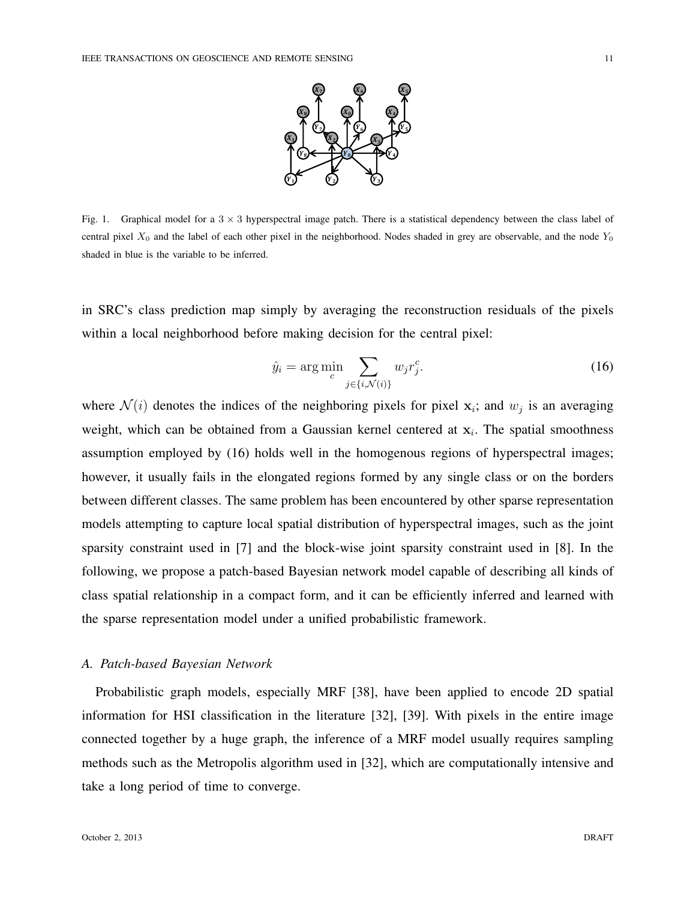Fig. 1. Graphical model for a $3 \times 3$ hyperspectral image patch. There is a statistical dependency between the class label of central pixel $X_0$ and the label of each other pixel in the neighborhood. Nodes shaded in grey are observable, and the node $Y_0$ shaded in blue is the variable to be inferred.

in SRC's class prediction map simply by averaging the reconstruction residuals of the pixels within a local neighborhood before making decision for the central pixel:

$$\hat{y}_i = \arg\min_c \sum_{j \in \{i, \mathcal{N}(i)\}} w_j r_j^c. \tag{16}$$

where $\mathcal{N}(i)$ denotes the indices of the neighboring pixels for pixel $\mathbf{x}_i$; and $w_j$ is an averaging weight, which can be obtained from a Gaussian kernel centered at $\mathbf{x}_i$. The spatial smoothness assumption employed by (16) holds well in the homogenous regions of hyperspectral images; however, it usually fails in the elongated regions formed by any single class or on the borders between different classes. The same problem has been encountered by other sparse representation models attempting to capture local spatial distribution of hyperspectral images, such as the joint sparsity constraint used in [7] and the block-wise joint sparsity constraint used in [8]. In the following, we propose a patch-based Bayesian network model capable of describing all kinds of class spatial relationship in a compact form, and it can be efficiently inferred and learned with the sparse representation model under a unified probabilistic framework.

### *A. Patch-based Bayesian Network*

Probabilistic graph models, especially MRF [38], have been applied to encode 2D spatial information for HSI classification in the literature [32], [39]. With pixels in the entire image connected together by a huge graph, the inference of a MRF model usually requires sampling methods such as the Metropolis algorithm used in [32], which are computationally intensive and take a long period of time to converge.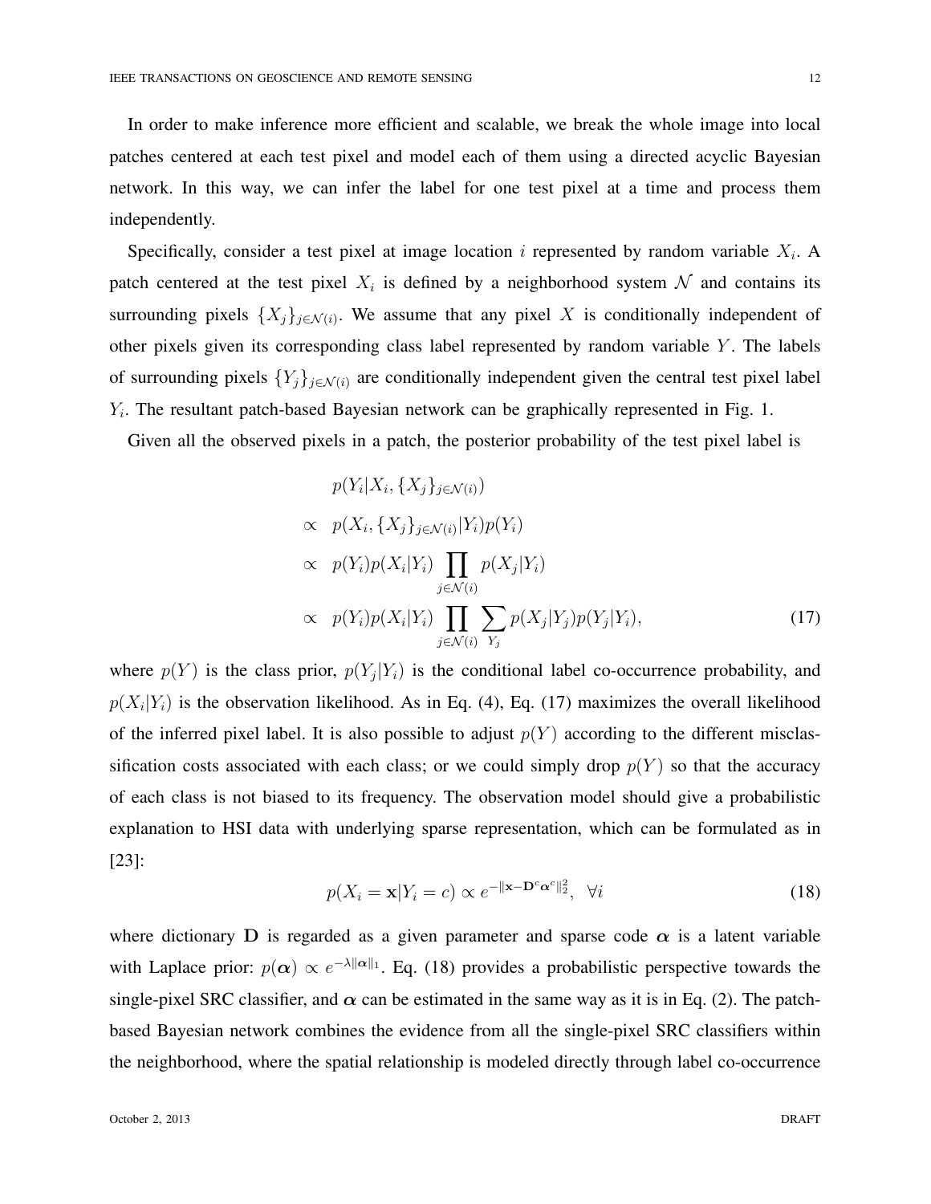In order to make inference more efficient and scalable, we break the whole image into local patches centered at each test pixel and model each of them using a directed acyclic Bayesian network. In this way, we can infer the label for one test pixel at a time and process them independently.

Specifically, consider a test pixel at image location $i$ represented by random variable $X_i$. A patch centered at the test pixel $X_i$ is defined by a neighborhood system $\mathcal{N}$ and contains its surrounding pixels $\{X_j\}_{j\in\mathcal{N}(i)}$. We assume that any pixel $X$ is conditionally independent of other pixels given its corresponding class label represented by random variable $Y$. The labels of surrounding pixels $\{Y_j\}_{j\in\mathcal{N}(i)}$ are conditionally independent given the central test pixel label $Y_i$. The resultant patch-based Bayesian network can be graphically represented in Fig. 1.

Given all the observed pixels in a patch, the posterior probability of the test pixel label is

$$
\begin{aligned}
& p(Y_i|X_i, \{X_j\}_{j\in\mathcal{N}(i)}) \\
\propto\ & p(X_i, \{X_j\}_{j\in\mathcal{N}(i)}|Y_i)p(Y_i) \\
\propto\ & p(Y_i)p(X_i|Y_i)\prod_{j\in\mathcal{N}(i)} p(X_j|Y_i) \\
\propto\ & p(Y_i)p(X_i|Y_i)\prod_{j\in\mathcal{N}(i)} \sum_{Y_j} p(X_j|Y_j)p(Y_j|Y_i),
\end{aligned}
\tag{17}
$$

where $p(Y)$ is the class prior, $p(Y_j|Y_i)$ is the conditional label co-occurrence probability, and $p(X_i|Y_i)$ is the observation likelihood. As in Eq. (4), Eq. (17) maximizes the overall likelihood of the inferred pixel label. It is also possible to adjust $p(Y)$ according to the different misclassification costs associated with each class; or we could simply drop $p(Y)$ so that the accuracy of each class is not biased to its frequency. The observation model should give a probabilistic explanation to HSI data with underlying sparse representation, which can be formulated as in [23]:

$$
p(X_i = \mathbf{x}|Y_i = c) \propto e^{-\|\mathbf{x}-\mathbf{D}^c\boldsymbol{\alpha}^c\|_2^2}, \ \ \forall i \tag{18}
$$

where dictionary $\mathbf{D}$ is regarded as a given parameter and sparse code $\boldsymbol{\alpha}$ is a latent variable with Laplace prior: $p(\boldsymbol{\alpha}) \propto e^{-\lambda\|\boldsymbol{\alpha}\|_1}$. Eq. (18) provides a probabilistic perspective towards the single-pixel SRC classifier, and $\boldsymbol{\alpha}$ can be estimated in the same way as it is in Eq. (2). The patch-based Bayesian network combines the evidence from all the single-pixel SRC classifiers within the neighborhood, where the spatial relationship is modeled directly through label co-occurrence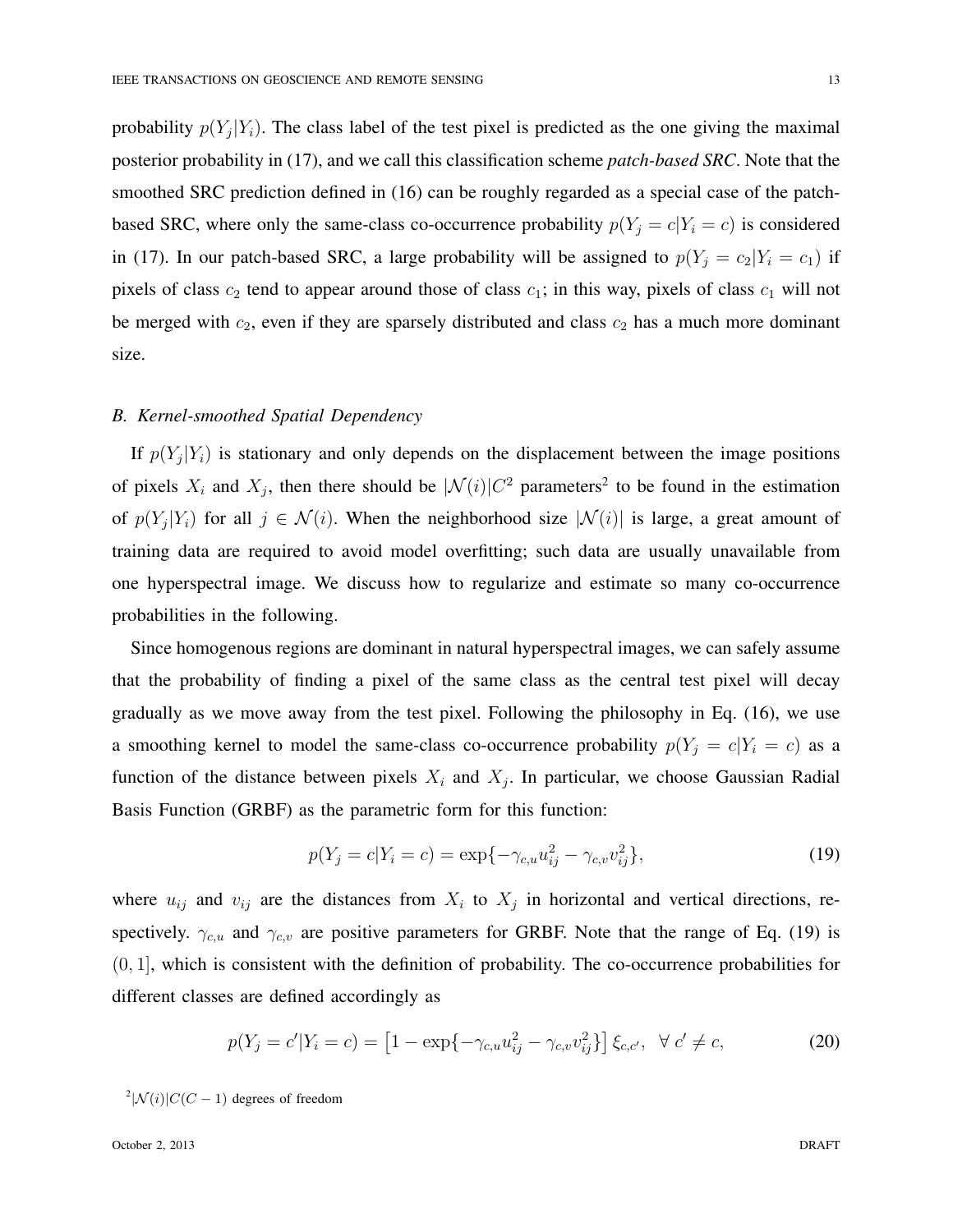probability $p(Y_j|Y_i)$. The class label of the test pixel is predicted as the one giving the maximal posterior probability in (17), and we call this classification scheme *patch-based SRC*. Note that the smoothed SRC prediction defined in (16) can be roughly regarded as a special case of the patch-based SRC, where only the same-class co-occurrence probability $p(Y_j = c|Y_i = c)$ is considered in (17). In our patch-based SRC, a large probability will be assigned to $p(Y_j = c_2|Y_i = c_1)$ if pixels of class $c_2$ tend to appear around those of class $c_1$; in this way, pixels of class $c_1$ will not be merged with $c_2$, even if they are sparsely distributed and class $c_2$ has a much more dominant size.

### *B. Kernel-smoothed Spatial Dependency*

If $p(Y_j|Y_i)$ is stationary and only depends on the displacement between the image positions of pixels $X_i$ and $X_j$, then there should be $|\mathcal{N}(i)|C^2$ parameters[2] to be found in the estimation of $p(Y_j|Y_i)$ for all $j \in \mathcal{N}(i)$. When the neighborhood size $|\mathcal{N}(i)|$ is large, a great amount of training data are required to avoid model overfitting; such data are usually unavailable from one hyperspectral image. We discuss how to regularize and estimate so many co-occurrence probabilities in the following.

Since homogenous regions are dominant in natural hyperspectral images, we can safely assume that the probability of finding a pixel of the same class as the central test pixel will decay gradually as we move away from the test pixel. Following the philosophy in Eq. (16), we use a smoothing kernel to model the same-class co-occurrence probability $p(Y_j = c|Y_i = c)$ as a function of the distance between pixels $X_i$ and $X_j$. In particular, we choose Gaussian Radial Basis Function (GRBF) as the parametric form for this function:

$$p(Y_j = c|Y_i = c) = \exp\{-\gamma_{c,u}u_{ij}^2 - \gamma_{c,v}v_{ij}^2\}, \tag{19}$$

where $u_{ij}$ and $v_{ij}$ are the distances from $X_i$ to $X_j$ in horizontal and vertical directions, respectively. $\gamma_{c,u}$ and $\gamma_{c,v}$ are positive parameters for GRBF. Note that the range of Eq. (19) is $(0, 1]$, which is consistent with the definition of probability. The co-occurrence probabilities for different classes are defined accordingly as

$$p(Y_j = c'|Y_i = c) = \left[1 - \exp\{-\gamma_{c,u}u_{ij}^2 - \gamma_{c,v}v_{ij}^2\}\right] \xi_{c,c'}, \quad \forall\ c' \neq c, \tag{20}$$

[2] $|\mathcal{N}(i)|C(C-1)$ degrees of freedom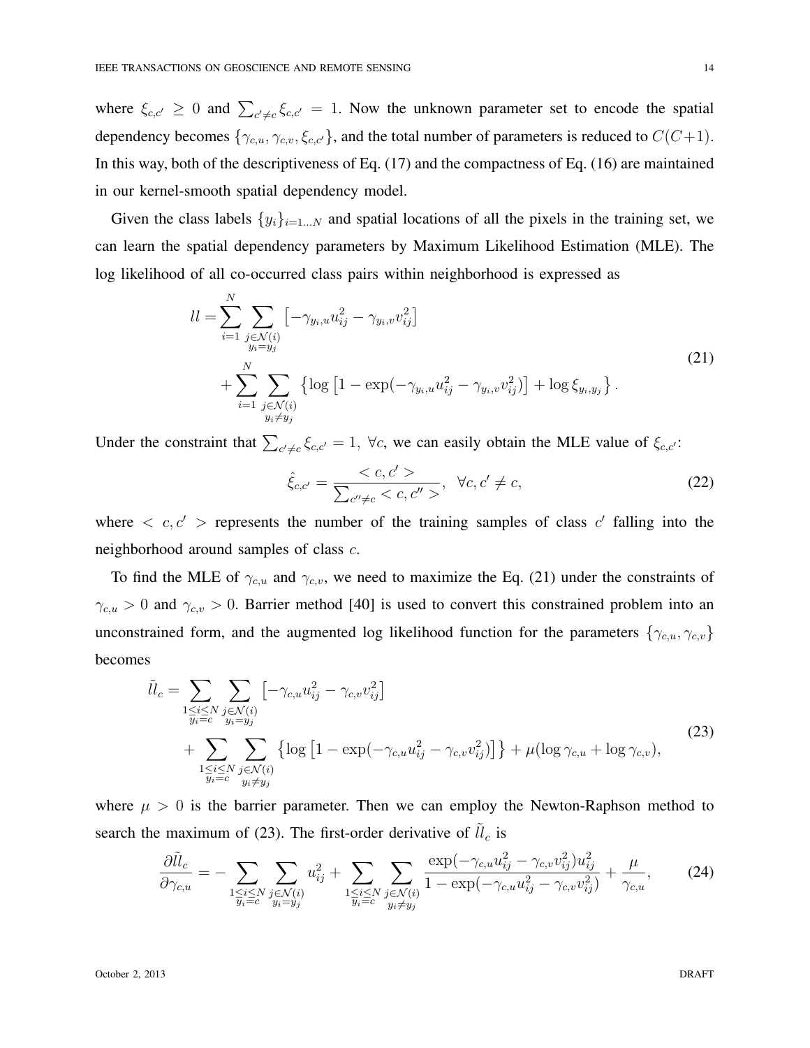where $\xi_{c,c'} \geq 0$ and $\sum_{c' \neq c} \xi_{c,c'} = 1$. Now the unknown parameter set to encode the spatial dependency becomes $\{\gamma_{c,u}, \gamma_{c,v}, \xi_{c,c'}\}$, and the total number of parameters is reduced to $C(C+1)$. In this way, both of the descriptiveness of Eq. (17) and the compactness of Eq. (16) are maintained in our kernel-smooth spatial dependency model.

Given the class labels $\{y_i\}_{i=1...N}$ and spatial locations of all the pixels in the training set, we can learn the spatial dependency parameters by Maximum Likelihood Estimation (MLE). The log likelihood of all co-occurred class pairs within neighborhood is expressed as

$$
\begin{aligned}
ll = & \sum_{i=1}^{N} \sum_{\substack{j \in \mathcal{N}(i) \\ y_i = y_j}} \left[ -\gamma_{y_i,u} u_{ij}^2 - \gamma_{y_i,v} v_{ij}^2 \right] \\
& + \sum_{i=1}^{N} \sum_{\substack{j \in \mathcal{N}(i) \\ y_i \neq y_j}} \left\{ \log \left[ 1 - \exp(-\gamma_{y_i,u} u_{ij}^2 - \gamma_{y_i,v} v_{ij}^2) \right] + \log \xi_{y_i,y_j} \right\}.
\end{aligned}
\tag{21}
$$

Under the constraint that $\sum_{c' \neq c} \xi_{c,c'} = 1, \ \forall c$, we can easily obtain the MLE value of $\xi_{c,c'}$:

$$
\hat{\xi}_{c,c'} = \frac{< c, c' >}{\sum_{c'' \neq c} < c, c'' >}, \ \ \forall c, c' \neq c,
\tag{22}
$$

where $< c, c' >$ represents the number of the training samples of class $c'$ falling into the neighborhood around samples of class $c$.

To find the MLE of $\gamma_{c,u}$ and $\gamma_{c,v}$, we need to maximize the Eq. (21) under the constraints of $\gamma_{c,u} > 0$ and $\gamma_{c,v} > 0$. Barrier method [40] is used to convert this constrained problem into an unconstrained form, and the augmented log likelihood function for the parameters $\{\gamma_{c,u}, \gamma_{c,v}\}$ becomes

$$
\begin{aligned}
\tilde{ll}_c = & \sum_{\substack{1 \leq i \leq N \\ y_i = c}} \sum_{\substack{j \in \mathcal{N}(i) \\ y_i = y_j}} \left[ -\gamma_{c,u} u_{ij}^2 - \gamma_{c,v} v_{ij}^2 \right] \\
& + \sum_{\substack{1 \leq i \leq N \\ y_i = c}} \sum_{\substack{j \in \mathcal{N}(i) \\ y_i \neq y_j}} \left\{ \log \left[ 1 - \exp(-\gamma_{c,u} u_{ij}^2 - \gamma_{c,v} v_{ij}^2) \right] \right\} + \mu (\log \gamma_{c,u} + \log \gamma_{c,v}),
\end{aligned}
\tag{23}
$$

where $\mu > 0$ is the barrier parameter. Then we can employ the Newton-Raphson method to search the maximum of (23). The first-order derivative of $\tilde{ll}_c$ is

$$
\frac{\partial \tilde{ll}_c}{\partial \gamma_{c,u}} = - \sum_{\substack{1 \leq i \leq N \\ y_i = c}} \sum_{\substack{j \in \mathcal{N}(i) \\ y_i = y_j}} u_{ij}^2 + \sum_{\substack{1 \leq i \leq N \\ y_i = c}} \sum_{\substack{j \in \mathcal{N}(i) \\ y_i \neq y_j}} \frac{\exp(-\gamma_{c,u} u_{ij}^2 - \gamma_{c,v} v_{ij}^2) u_{ij}^2}{1 - \exp(-\gamma_{c,u} u_{ij}^2 - \gamma_{c,v} v_{ij}^2)} + \frac{\mu}{\gamma_{c,u}},
\tag{24}
$$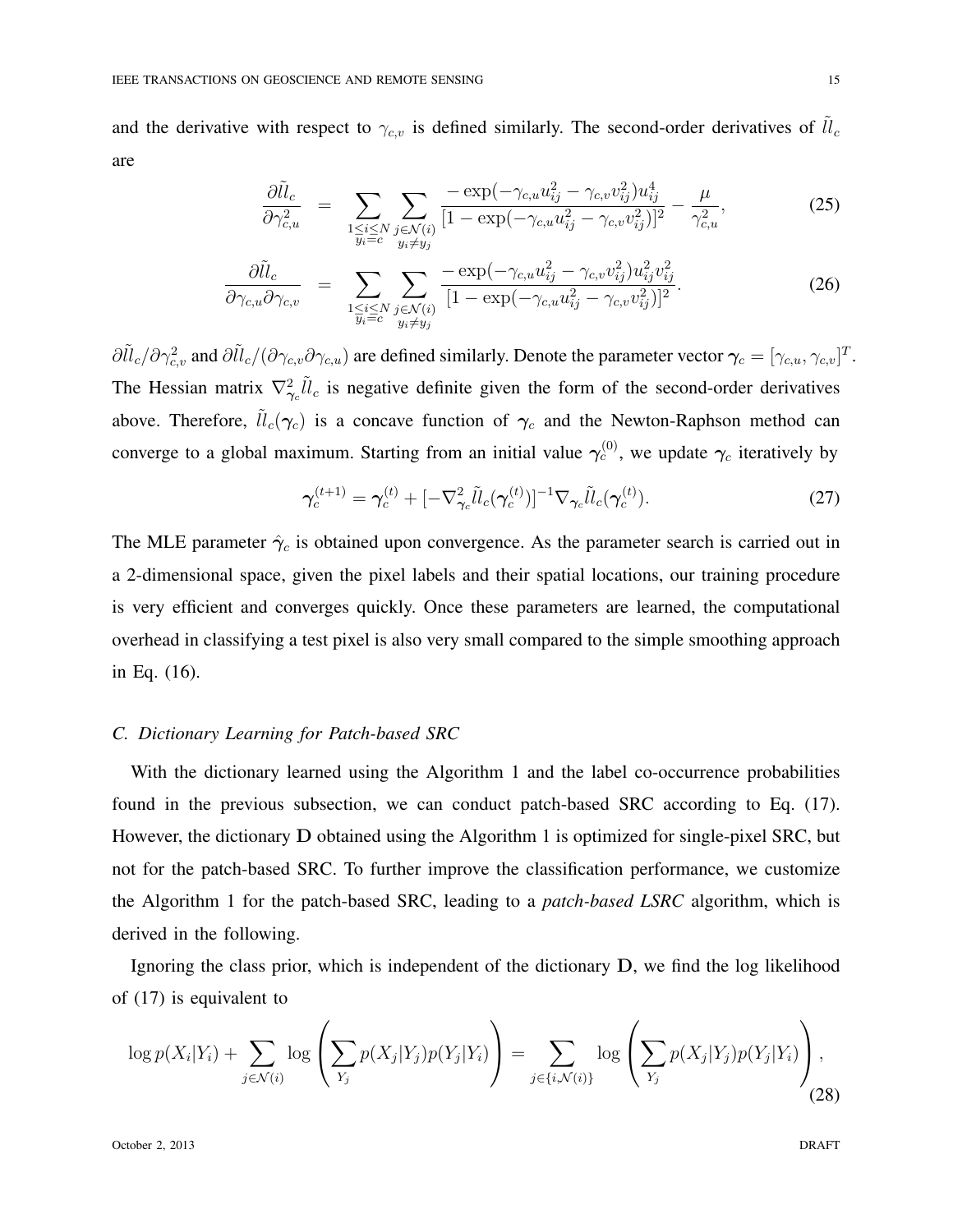and the derivative with respect to $\gamma_{c,v}$ is defined similarly. The second-order derivatives of $\tilde{ll}_c$ are

$$\frac{\partial \tilde{ll}_c}{\partial \gamma_{c,u}^2} = \sum_{\substack{1 \leq i \leq N \\ y_i = c}} \sum_{\substack{j \in \mathcal{N}(i) \\ y_i \neq y_j}} \frac{-\exp(-\gamma_{c,u} u_{ij}^2 - \gamma_{c,v} v_{ij}^2) u_{ij}^4}{[1 - \exp(-\gamma_{c,u} u_{ij}^2 - \gamma_{c,v} v_{ij}^2)]^2} - \frac{\mu}{\gamma_{c,u}^2}, \tag{25}$$

$$\frac{\partial \tilde{ll}_c}{\partial \gamma_{c,u} \partial \gamma_{c,v}} = \sum_{\substack{1 \leq i \leq N \\ y_i = c}} \sum_{\substack{j \in \mathcal{N}(i) \\ y_i \neq y_j}} \frac{-\exp(-\gamma_{c,u} u_{ij}^2 - \gamma_{c,v} v_{ij}^2) u_{ij}^2 v_{ij}^2}{[1 - \exp(-\gamma_{c,u} u_{ij}^2 - \gamma_{c,v} v_{ij}^2)]^2}. \tag{26}$$

$\partial \tilde{ll}_c / \partial \gamma_{c,v}^2$ and $\partial \tilde{ll}_c / (\partial \gamma_{c,v} \partial \gamma_{c,u})$ are defined similarly. Denote the parameter vector $\boldsymbol{\gamma}_c = [\gamma_{c,u}, \gamma_{c,v}]^T$. The Hessian matrix $\nabla_{\boldsymbol{\gamma}_c}^2 \tilde{ll}_c$ is negative definite given the form of the second-order derivatives above. Therefore, $\tilde{ll}_c(\boldsymbol{\gamma}_c)$ is a concave function of $\boldsymbol{\gamma}_c$ and the Newton-Raphson method can converge to a global maximum. Starting from an initial value $\boldsymbol{\gamma}_c^{(0)}$, we update $\boldsymbol{\gamma}_c$ iteratively by

$$\boldsymbol{\gamma}_c^{(t+1)} = \boldsymbol{\gamma}_c^{(t)} + [-\nabla_{\boldsymbol{\gamma}_c}^2 \tilde{ll}_c(\boldsymbol{\gamma}_c^{(t)})]^{-1} \nabla_{\boldsymbol{\gamma}_c} \tilde{ll}_c(\boldsymbol{\gamma}_c^{(t)}). \tag{27}$$

The MLE parameter $\hat{\boldsymbol{\gamma}}_c$ is obtained upon convergence. As the parameter search is carried out in a 2-dimensional space, given the pixel labels and their spatial locations, our training procedure is very efficient and converges quickly. Once these parameters are learned, the computational overhead in classifying a test pixel is also very small compared to the simple smoothing approach in Eq. (16).

### C. Dictionary Learning for Patch-based SRC

With the dictionary learned using the Algorithm 1 and the label co-occurrence probabilities found in the previous subsection, we can conduct patch-based SRC according to Eq. (17). However, the dictionary $\mathbf{D}$ obtained using the Algorithm 1 is optimized for single-pixel SRC, but not for the patch-based SRC. To further improve the classification performance, we customize the Algorithm 1 for the patch-based SRC, leading to a *patch-based LSRC* algorithm, which is derived in the following.

Ignoring the class prior, which is independent of the dictionary $\mathbf{D}$, we find the log likelihood of (17) is equivalent to

$$\log p(X_i|Y_i) + \sum_{j \in \mathcal{N}(i)} \log \left( \sum_{Y_j} p(X_j|Y_j) p(Y_j|Y_i) \right) = \sum_{j \in \{i, \mathcal{N}(i)\}} \log \left( \sum_{Y_j} p(X_j|Y_j) p(Y_j|Y_i) \right), \tag{28}$$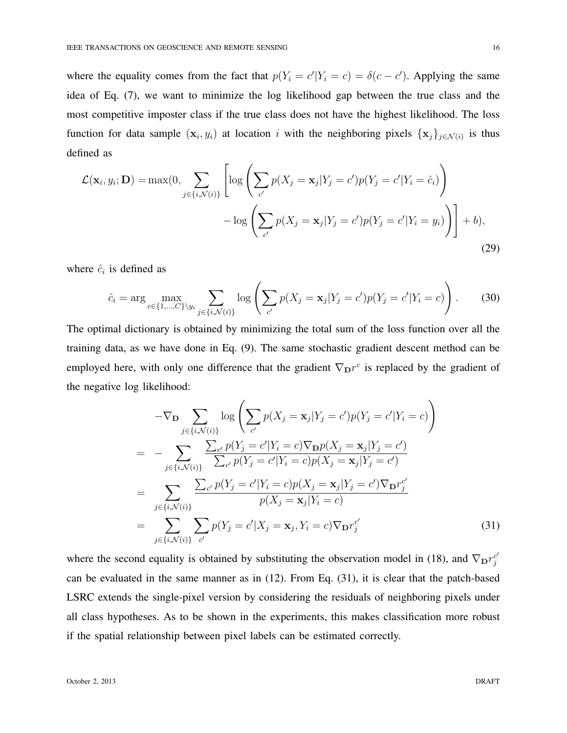where the equality comes from the fact that $p(Y_i = c'|Y_i = c) = \delta(c - c')$. Applying the same idea of Eq. (7), we want to minimize the log likelihood gap between the true class and the most competitive imposter class if the true class does not have the highest likelihood. The loss function for data sample $(\mathbf{x}_i, y_i)$ at location $i$ with the neighboring pixels $\{\mathbf{x}_j\}_{j \in \mathcal{N}(i)}$ is thus defined as

$$
\begin{aligned}
\mathcal{L}(\mathbf{x}_i, y_i; \mathbf{D}) = \max(0, \sum_{j \in \{i, \mathcal{N}(i)\}} \Bigg[ & \log \left( \sum_{c'} p(X_j = \mathbf{x}_j | Y_j = c') p(Y_j = c' | Y_i = \hat{c}_i) \right) \\
& - \log \left( \sum_{c'} p(X_j = \mathbf{x}_j | Y_j = c') p(Y_j = c' | Y_i = y_i) \right) \Bigg] + b),
\end{aligned} \tag{29}
$$

where $\hat{c}_i$ is defined as

$$
\hat{c}_i = \arg \max_{c \in \{1, \ldots, C\} \setminus y_i} \sum_{j \in \{i, \mathcal{N}(i)\}} \log \left( \sum_{c'} p(X_j = \mathbf{x}_j | Y_j = c') p(Y_j = c' | Y_i = c) \right). \tag{30}
$$

The optimal dictionary is obtained by minimizing the total sum of the loss function over all the training data, as we have done in Eq. (9). The same stochastic gradient descent method can be employed here, with only one difference that the gradient $\nabla_{\mathbf{D}} r^c$ is replaced by the gradient of the negative log likelihood:

$$
\begin{aligned}
& -\nabla_{\mathbf{D}} \sum_{j \in \{i, \mathcal{N}(i)\}} \log \left( \sum_{c'} p(X_j = \mathbf{x}_j | Y_j = c') p(Y_j = c' | Y_i = c) \right) \\
= & -\sum_{j \in \{i, \mathcal{N}(i)\}} \frac{\sum_{c'} p(Y_j = c' | Y_i = c) \nabla_{\mathbf{D}} p(X_j = \mathbf{x}_j | Y_j = c')}{\sum_{c'} p(Y_j = c' | Y_i = c) p(X_j = \mathbf{x}_j | Y_j = c')} \\
= & \sum_{j \in \{i, \mathcal{N}(i)\}} \frac{\sum_{c'} p(Y_j = c' | Y_i = c) p(X_j = \mathbf{x}_j | Y_j = c') \nabla_{\mathbf{D}} r_j^{c'}}{p(X_j = \mathbf{x}_j | Y_i = c)} \\
= & \sum_{j \in \{i, \mathcal{N}(i)\}} \sum_{c'} p(Y_j = c' | X_j = \mathbf{x}_j, Y_i = c) \nabla_{\mathbf{D}} r_j^{c'}
\end{aligned} \tag{31}
$$

where the second equality is obtained by substituting the observation model in (18), and $\nabla_{\mathbf{D}} r_j^{c'}$ can be evaluated in the same manner as in (12). From Eq. (31), it is clear that the patch-based LSRC extends the single-pixel version by considering the residuals of neighboring pixels under all class hypotheses. As to be shown in the experiments, this makes classification more robust if the spatial relationship between pixel labels can be estimated correctly.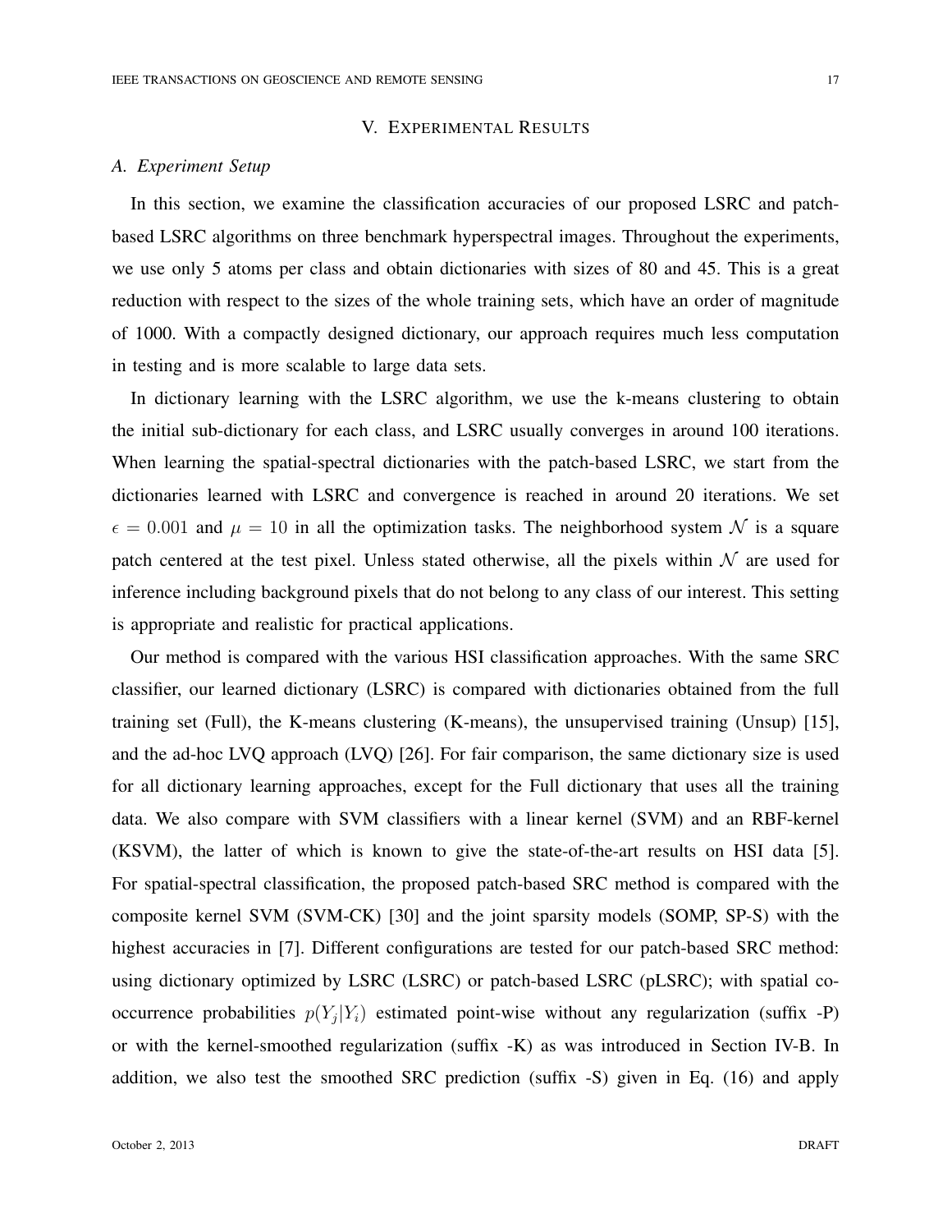## V. Experimental Results

### A. Experiment Setup

In this section, we examine the classification accuracies of our proposed LSRC and patch-based LSRC algorithms on three benchmark hyperspectral images. Throughout the experiments, we use only 5 atoms per class and obtain dictionaries with sizes of 80 and 45. This is a great reduction with respect to the sizes of the whole training sets, which have an order of magnitude of 1000. With a compactly designed dictionary, our approach requires much less computation in testing and is more scalable to large data sets.

In dictionary learning with the LSRC algorithm, we use the k-means clustering to obtain the initial sub-dictionary for each class, and LSRC usually converges in around 100 iterations. When learning the spatial-spectral dictionaries with the patch-based LSRC, we start from the dictionaries learned with LSRC and convergence is reached in around 20 iterations. We set $\epsilon = 0.001$ and $\mu = 10$ in all the optimization tasks. The neighborhood system $\mathcal{N}$ is a square patch centered at the test pixel. Unless stated otherwise, all the pixels within $\mathcal{N}$ are used for inference including background pixels that do not belong to any class of our interest. This setting is appropriate and realistic for practical applications.

Our method is compared with the various HSI classification approaches. With the same SRC classifier, our learned dictionary (LSRC) is compared with dictionaries obtained from the full training set (Full), the K-means clustering (K-means), the unsupervised training (Unsup) [15], and the ad-hoc LVQ approach (LVQ) [26]. For fair comparison, the same dictionary size is used for all dictionary learning approaches, except for the Full dictionary that uses all the training data. We also compare with SVM classifiers with a linear kernel (SVM) and an RBF-kernel (KSVM), the latter of which is known to give the state-of-the-art results on HSI data [5]. For spatial-spectral classification, the proposed patch-based SRC method is compared with the composite kernel SVM (SVM-CK) [30] and the joint sparsity models (SOMP, SP-S) with the highest accuracies in [7]. Different configurations are tested for our patch-based SRC method: using dictionary optimized by LSRC (LSRC) or patch-based LSRC (pLSRC); with spatial co-occurrence probabilities $p(Y_j|Y_i)$ estimated point-wise without any regularization (suffix -P) or with the kernel-smoothed regularization (suffix -K) as was introduced in Section IV-B. In addition, we also test the smoothed SRC prediction (suffix -S) given in Eq. (16) and apply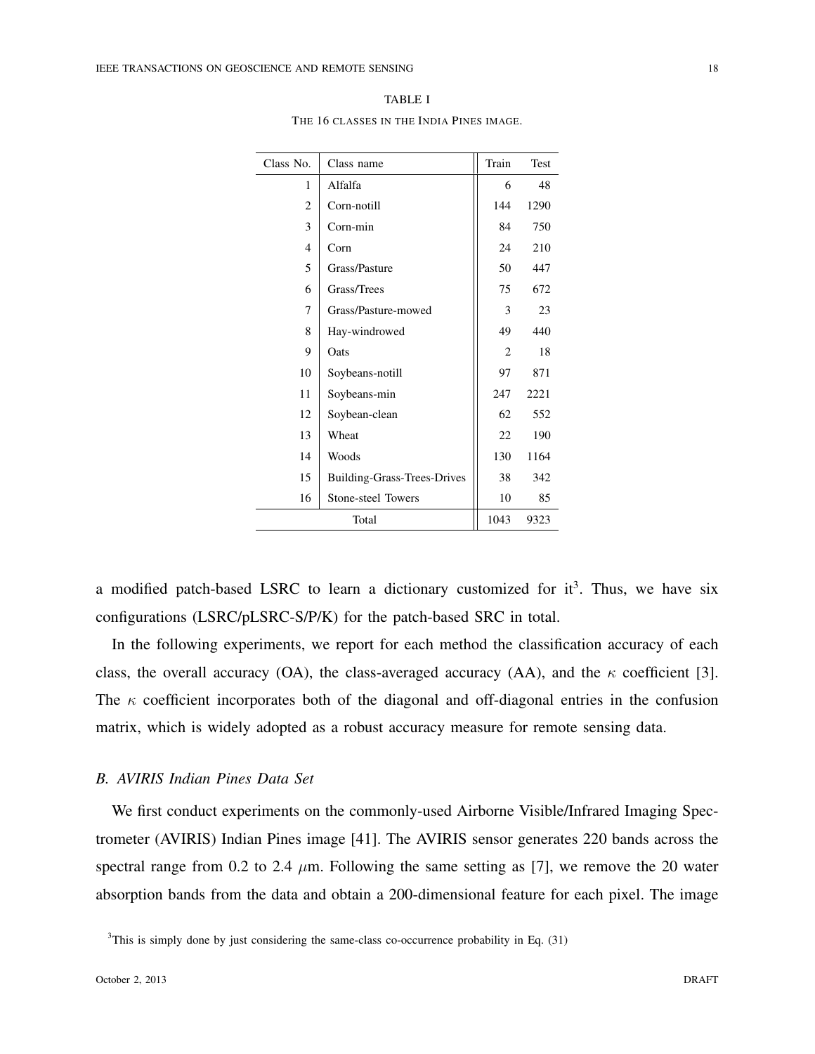TABLE I

THE 16 CLASSES IN THE INDIA PINES IMAGE.

| Class No. | Class name | Train | Test |
|---|---|---|---|
| 1 | Alfalfa | 6 | 48 |
| 2 | Corn-notill | 144 | 1290 |
| 3 | Corn-min | 84 | 750 |
| 4 | Corn | 24 | 210 |
| 5 | Grass/Pasture | 50 | 447 |
| 6 | Grass/Trees | 75 | 672 |
| 7 | Grass/Pasture-mowed | 3 | 23 |
| 8 | Hay-windrowed | 49 | 440 |
| 9 | Oats | 2 | 18 |
| 10 | Soybeans-notill | 97 | 871 |
| 11 | Soybeans-min | 247 | 2221 |
| 12 | Soybean-clean | 62 | 552 |
| 13 | Wheat | 22 | 190 |
| 14 | Woods | 130 | 1164 |
| 15 | Building-Grass-Trees-Drives | 38 | 342 |
| 16 | Stone-steel Towers | 10 | 85 |
| Total | | 1043 | 9323 |

a modified patch-based LSRC to learn a dictionary customized for it[3]. Thus, we have six configurations (LSRC/pLSRC-S/P/K) for the patch-based SRC in total.

In the following experiments, we report for each method the classification accuracy of each class, the overall accuracy (OA), the class-averaged accuracy (AA), and the $\kappa$ coefficient [3]. The $\kappa$ coefficient incorporates both of the diagonal and off-diagonal entries in the confusion matrix, which is widely adopted as a robust accuracy measure for remote sensing data.

### *B. AVIRIS Indian Pines Data Set*

We first conduct experiments on the commonly-used Airborne Visible/Infrared Imaging Spectrometer (AVIRIS) Indian Pines image [41]. The AVIRIS sensor generates 220 bands across the spectral range from 0.2 to 2.4 $\mu$m. Following the same setting as [7], we remove the 20 water absorption bands from the data and obtain a 200-dimensional feature for each pixel. The image

[3]This is simply done by just considering the same-class co-occurrence probability in Eq. (31)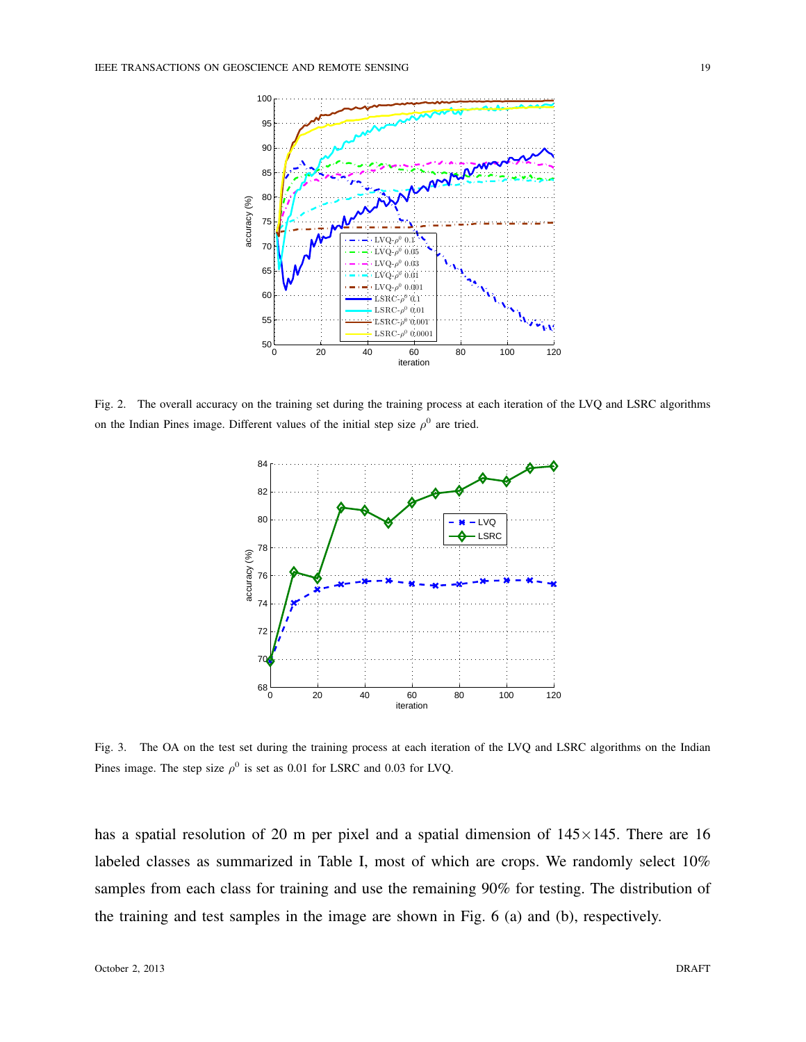Fig. 2. The overall accuracy on the training set during the training process at each iteration of the LVQ and LSRC algorithms on the Indian Pines image. Different values of the initial step size $\rho^0$ are tried.

Fig. 3. The OA on the test set during the training process at each iteration of the LVQ and LSRC algorithms on the Indian Pines image. The step size $\rho^0$ is set as 0.01 for LSRC and 0.03 for LVQ.

has a spatial resolution of 20 m per pixel and a spatial dimension of 145×145. There are 16 labeled classes as summarized in Table I, most of which are crops. We randomly select 10% samples from each class for training and use the remaining 90% for testing. The distribution of the training and test samples in the image are shown in Fig. 6 (a) and (b), respectively.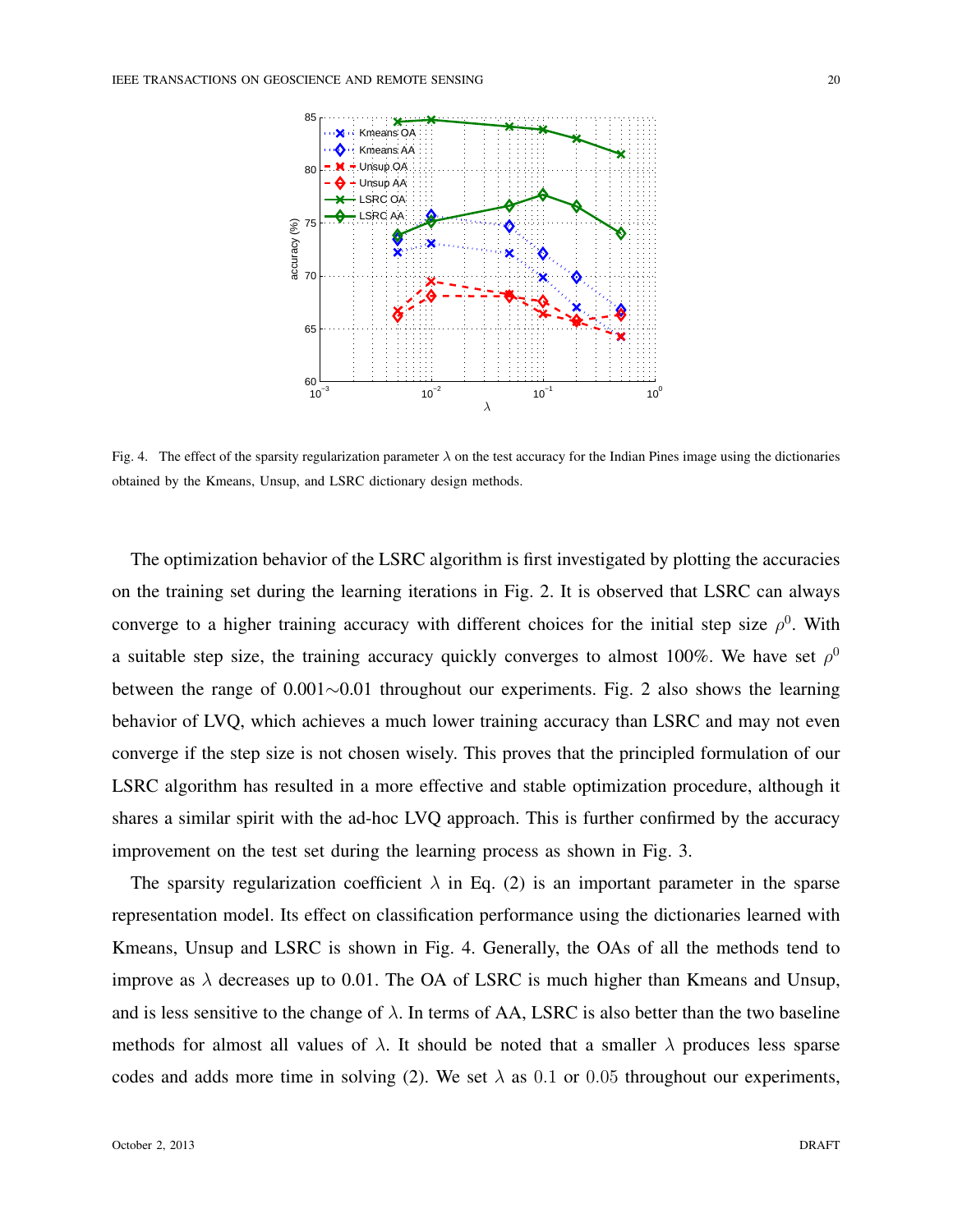Fig. 4. The effect of the sparsity regularization parameter $\lambda$ on the test accuracy for the Indian Pines image using the dictionaries obtained by the Kmeans, Unsup, and LSRC dictionary design methods.

The optimization behavior of the LSRC algorithm is first investigated by plotting the accuracies on the training set during the learning iterations in Fig. 2. It is observed that LSRC can always converge to a higher training accuracy with different choices for the initial step size $\rho^0$. With a suitable step size, the training accuracy quickly converges to almost 100%. We have set $\rho^0$ between the range of 0.001~0.01 throughout our experiments. Fig. 2 also shows the learning behavior of LVQ, which achieves a much lower training accuracy than LSRC and may not even converge if the step size is not chosen wisely. This proves that the principled formulation of our LSRC algorithm has resulted in a more effective and stable optimization procedure, although it shares a similar spirit with the ad-hoc LVQ approach. This is further confirmed by the accuracy improvement on the test set during the learning process as shown in Fig. 3.

The sparsity regularization coefficient $\lambda$ in Eq. (2) is an important parameter in the sparse representation model. Its effect on classification performance using the dictionaries learned with Kmeans, Unsup and LSRC is shown in Fig. 4. Generally, the OAs of all the methods tend to improve as $\lambda$ decreases up to 0.01. The OA of LSRC is much higher than Kmeans and Unsup, and is less sensitive to the change of $\lambda$. In terms of AA, LSRC is also better than the two baseline methods for almost all values of $\lambda$. It should be noted that a smaller $\lambda$ produces less sparse codes and adds more time in solving (2). We set $\lambda$ as $0.1$ or $0.05$ throughout our experiments,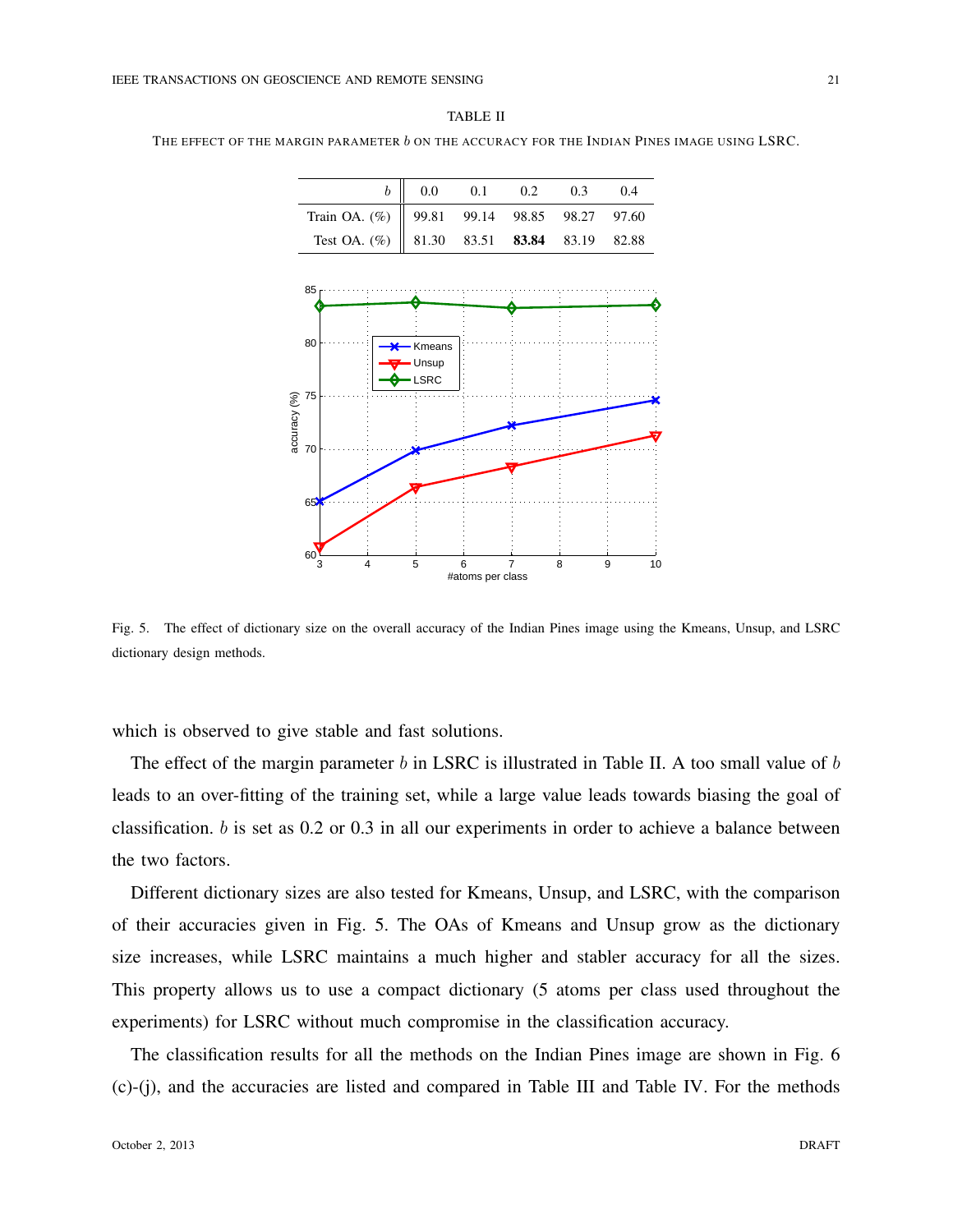TABLE II

THE EFFECT OF THE MARGIN PARAMETER $b$ ON THE ACCURACY FOR THE INDIAN PINES IMAGE USING LSRC.

| $b$ | 0.0 | 0.1 | 0.2 | 0.3 | 0.4 |
|---|---|---|---|---|---|
| Train OA. (%) | 99.81 | 99.14 | 98.85 | 98.27 | 97.60 |
| Test OA. (%) | 81.30 | 83.51 | **83.84** | 83.19 | 82.88 |

Fig. 5. The effect of dictionary size on the overall accuracy of the Indian Pines image using the Kmeans, Unsup, and LSRC dictionary design methods.

which is observed to give stable and fast solutions.

The effect of the margin parameter $b$ in LSRC is illustrated in Table II. A too small value of $b$ leads to an over-fitting of the training set, while a large value leads towards biasing the goal of classification. $b$ is set as 0.2 or 0.3 in all our experiments in order to achieve a balance between the two factors.

Different dictionary sizes are also tested for Kmeans, Unsup, and LSRC, with the comparison of their accuracies given in Fig. 5. The OAs of Kmeans and Unsup grow as the dictionary size increases, while LSRC maintains a much higher and stabler accuracy for all the sizes. This property allows us to use a compact dictionary (5 atoms per class used throughout the experiments) for LSRC without much compromise in the classification accuracy.

The classification results for all the methods on the Indian Pines image are shown in Fig. 6 (c)-(j), and the accuracies are listed and compared in Table III and Table IV. For the methods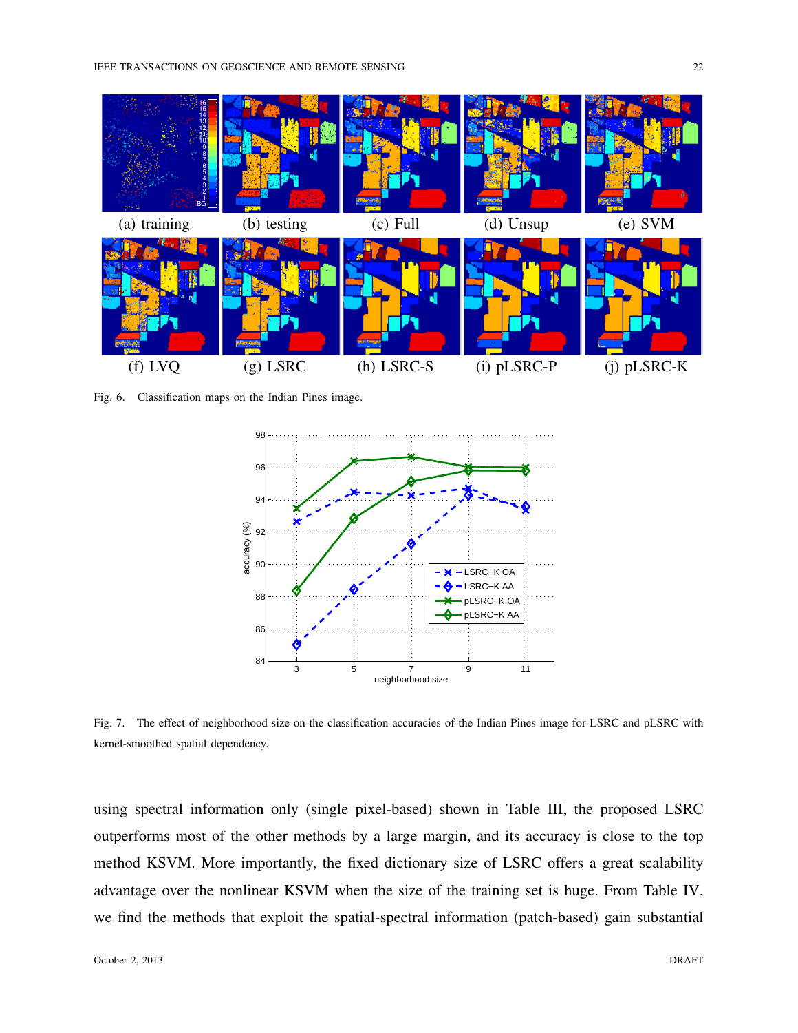(a) training (b) testing (c) Full (d) Unsup (e) SVM

(f) LVQ (g) LSRC (h) LSRC-S (i) pLSRC-P (j) pLSRC-K

Fig. 6. Classification maps on the Indian Pines image.

Fig. 7. The effect of neighborhood size on the classification accuracies of the Indian Pines image for LSRC and pLSRC with kernel-smoothed spatial dependency.

using spectral information only (single pixel-based) shown in Table III, the proposed LSRC outperforms most of the other methods by a large margin, and its accuracy is close to the top method KSVM. More importantly, the fixed dictionary size of LSRC offers a great scalability advantage over the nonlinear KSVM when the size of the training set is huge. From Table IV, we find the methods that exploit the spatial-spectral information (patch-based) gain substantial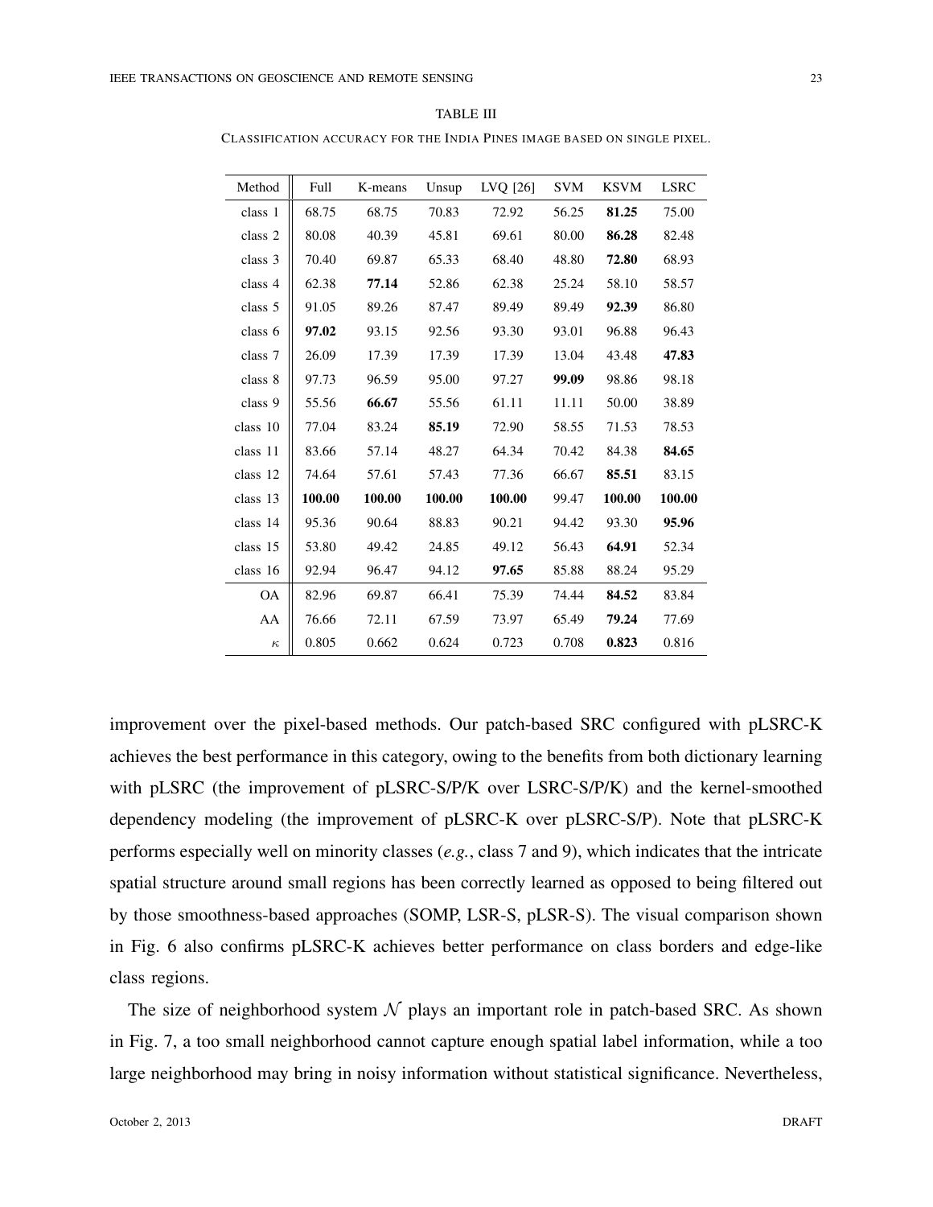TABLE III

CLASSIFICATION ACCURACY FOR THE INDIA PINES IMAGE BASED ON SINGLE PIXEL.

| Method | Full | K-means | Unsup | LVQ [26] | SVM | KSVM | LSRC |
|---|---|---|---|---|---|---|---|
| class 1 | 68.75 | 68.75 | 70.83 | 72.92 | 56.25 | **81.25** | 75.00 |
| class 2 | 80.08 | 40.39 | 45.81 | 69.61 | 80.00 | **86.28** | 82.48 |
| class 3 | 70.40 | 69.87 | 65.33 | 68.40 | 48.80 | **72.80** | 68.93 |
| class 4 | 62.38 | **77.14** | 52.86 | 62.38 | 25.24 | 58.10 | 58.57 |
| class 5 | 91.05 | 89.26 | 87.47 | 89.49 | 89.49 | **92.39** | 86.80 |
| class 6 | **97.02** | 93.15 | 92.56 | 93.30 | 93.01 | 96.88 | 96.43 |
| class 7 | 26.09 | 17.39 | 17.39 | 17.39 | 13.04 | 43.48 | **47.83** |
| class 8 | 97.73 | 96.59 | 95.00 | 97.27 | **99.09** | 98.86 | 98.18 |
| class 9 | 55.56 | **66.67** | 55.56 | 61.11 | 11.11 | 50.00 | 38.89 |
| class 10 | 77.04 | 83.24 | **85.19** | 72.90 | 58.55 | 71.53 | 78.53 |
| class 11 | 83.66 | 57.14 | 48.27 | 64.34 | 70.42 | 84.38 | **84.65** |
| class 12 | 74.64 | 57.61 | 57.43 | 77.36 | 66.67 | **85.51** | 83.15 |
| class 13 | **100.00** | **100.00** | **100.00** | **100.00** | 99.47 | **100.00** | **100.00** |
| class 14 | 95.36 | 90.64 | 88.83 | 90.21 | 94.42 | 93.30 | **95.96** |
| class 15 | 53.80 | 49.42 | 24.85 | 49.12 | 56.43 | **64.91** | 52.34 |
| class 16 | 92.94 | 96.47 | 94.12 | **97.65** | 85.88 | 88.24 | 95.29 |
| OA | 82.96 | 69.87 | 66.41 | 75.39 | 74.44 | **84.52** | 83.84 |
| AA | 76.66 | 72.11 | 67.59 | 73.97 | 65.49 | **79.24** | 77.69 |
| $\kappa$ | 0.805 | 0.662 | 0.624 | 0.723 | 0.708 | **0.823** | 0.816 |

improvement over the pixel-based methods. Our patch-based SRC configured with pLSRC-K achieves the best performance in this category, owing to the benefits from both dictionary learning with pLSRC (the improvement of pLSRC-S/P/K over LSRC-S/P/K) and the kernel-smoothed dependency modeling (the improvement of pLSRC-K over pLSRC-S/P). Note that pLSRC-K performs especially well on minority classes (*e.g.*, class 7 and 9), which indicates that the intricate spatial structure around small regions has been correctly learned as opposed to being filtered out by those smoothness-based approaches (SOMP, LSR-S, pLSR-S). The visual comparison shown in Fig. 6 also confirms pLSRC-K achieves better performance on class borders and edge-like class regions.

The size of neighborhood system $\mathcal{N}$ plays an important role in patch-based SRC. As shown in Fig. 7, a too small neighborhood cannot capture enough spatial label information, while a too large neighborhood may bring in noisy information without statistical significance. Nevertheless,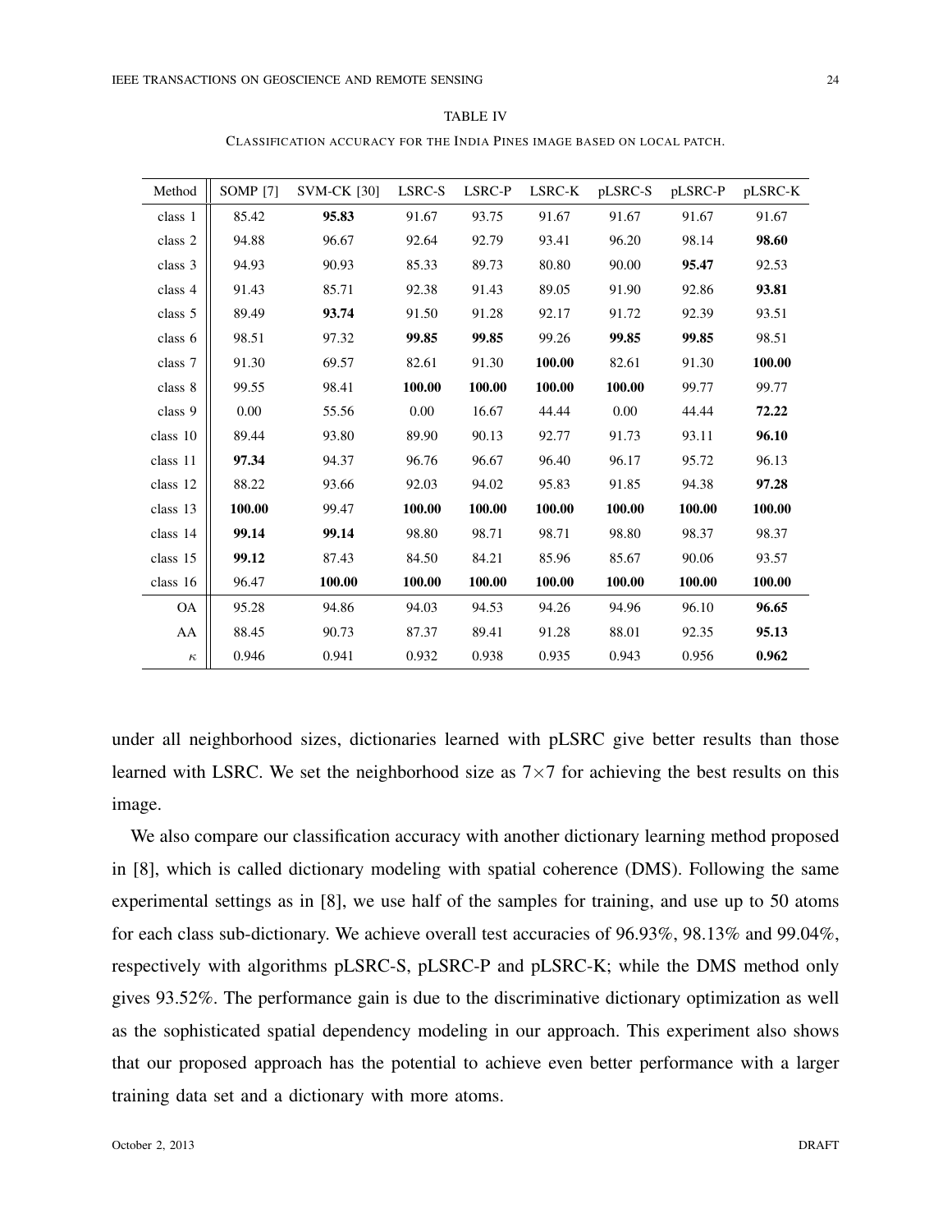TABLE IV

CLASSIFICATION ACCURACY FOR THE INDIA PINES IMAGE BASED ON LOCAL PATCH.

| Method | SOMP [7] | SVM-CK [30] | LSRC-S | LSRC-P | LSRC-K | pLSRC-S | pLSRC-P | pLSRC-K |
|---|---|---|---|---|---|---|---|---|
| class 1 | 85.42 | **95.83** | 91.67 | 93.75 | 91.67 | 91.67 | 91.67 | 91.67 |
| class 2 | 94.88 | 96.67 | 92.64 | 92.79 | 93.41 | 96.20 | 98.14 | **98.60** |
| class 3 | 94.93 | 90.93 | 85.33 | 89.73 | 80.80 | 90.00 | **95.47** | 92.53 |
| class 4 | 91.43 | 85.71 | 92.38 | 91.43 | 89.05 | 91.90 | 92.86 | **93.81** |
| class 5 | 89.49 | **93.74** | 91.50 | 91.28 | 92.17 | 91.72 | 92.39 | 93.51 |
| class 6 | 98.51 | 97.32 | **99.85** | **99.85** | 99.26 | **99.85** | **99.85** | 98.51 |
| class 7 | 91.30 | 69.57 | 82.61 | 91.30 | **100.00** | 82.61 | 91.30 | **100.00** |
| class 8 | 99.55 | 98.41 | **100.00** | **100.00** | **100.00** | **100.00** | 99.77 | 99.77 |
| class 9 | 0.00 | 55.56 | 0.00 | 16.67 | 44.44 | 0.00 | 44.44 | **72.22** |
| class 10 | 89.44 | 93.80 | 89.90 | 90.13 | 92.77 | 91.73 | 93.11 | **96.10** |
| class 11 | **97.34** | 94.37 | 96.76 | 96.67 | 96.40 | 96.17 | 95.72 | 96.13 |
| class 12 | 88.22 | 93.66 | 92.03 | 94.02 | 95.83 | 91.85 | 94.38 | **97.28** |
| class 13 | **100.00** | 99.47 | **100.00** | **100.00** | **100.00** | **100.00** | **100.00** | **100.00** |
| class 14 | **99.14** | **99.14** | 98.80 | 98.71 | 98.71 | 98.80 | 98.37 | 98.37 |
| class 15 | **99.12** | 87.43 | 84.50 | 84.21 | 85.96 | 85.67 | 90.06 | 93.57 |
| class 16 | 96.47 | **100.00** | **100.00** | **100.00** | **100.00** | **100.00** | **100.00** | **100.00** |
| OA | 95.28 | 94.86 | 94.03 | 94.53 | 94.26 | 94.96 | 96.10 | **96.65** |
| AA | 88.45 | 90.73 | 87.37 | 89.41 | 91.28 | 88.01 | 92.35 | **95.13** |
| $\kappa$ | 0.946 | 0.941 | 0.932 | 0.938 | 0.935 | 0.943 | 0.956 | **0.962** |

under all neighborhood sizes, dictionaries learned with pLSRC give better results than those learned with LSRC. We set the neighborhood size as $7\times7$ for achieving the best results on this image.

We also compare our classification accuracy with another dictionary learning method proposed in [8], which is called dictionary modeling with spatial coherence (DMS). Following the same experimental settings as in [8], we use half of the samples for training, and use up to 50 atoms for each class sub-dictionary. We achieve overall test accuracies of 96.93%, 98.13% and 99.04%, respectively with algorithms pLSRC-S, pLSRC-P and pLSRC-K; while the DMS method only gives 93.52%. The performance gain is due to the discriminative dictionary optimization as well as the sophisticated spatial dependency modeling in our approach. This experiment also shows that our proposed approach has the potential to achieve even better performance with a larger training data set and a dictionary with more atoms.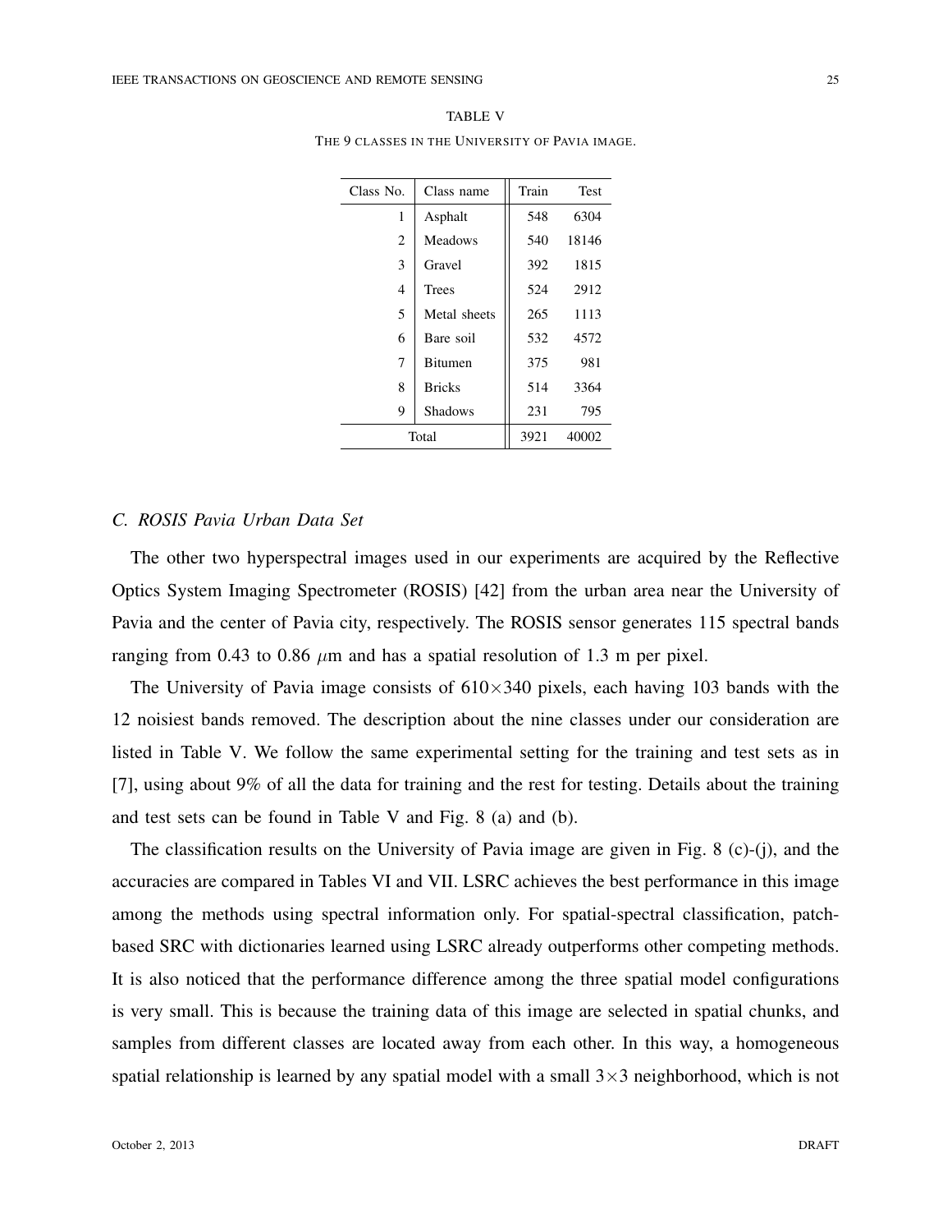TABLE V

THE 9 CLASSES IN THE UNIVERSITY OF PAVIA IMAGE.

| Class No. | Class name | Train | Test |
|---|---|---|---|
| 1 | Asphalt | 548 | 6304 |
| 2 | Meadows | 540 | 18146 |
| 3 | Gravel | 392 | 1815 |
| 4 | Trees | 524 | 2912 |
| 5 | Metal sheets | 265 | 1113 |
| 6 | Bare soil | 532 | 4572 |
| 7 | Bitumen | 375 | 981 |
| 8 | Bricks | 514 | 3364 |
| 9 | Shadows | 231 | 795 |
| Total | | 3921 | 40002 |

### *C. ROSIS Pavia Urban Data Set*

The other two hyperspectral images used in our experiments are acquired by the Reflective Optics System Imaging Spectrometer (ROSIS) [42] from the urban area near the University of Pavia and the center of Pavia city, respectively. The ROSIS sensor generates 115 spectral bands ranging from 0.43 to 0.86 $\mu$m and has a spatial resolution of 1.3 m per pixel.

The University of Pavia image consists of $610\times340$ pixels, each having 103 bands with the 12 noisiest bands removed. The description about the nine classes under our consideration are listed in Table V. We follow the same experimental setting for the training and test sets as in [7], using about 9% of all the data for training and the rest for testing. Details about the training and test sets can be found in Table V and Fig. 8 (a) and (b).

The classification results on the University of Pavia image are given in Fig. 8 (c)-(j), and the accuracies are compared in Tables VI and VII. LSRC achieves the best performance in this image among the methods using spectral information only. For spatial-spectral classification, patch-based SRC with dictionaries learned using LSRC already outperforms other competing methods. It is also noticed that the performance difference among the three spatial model configurations is very small. This is because the training data of this image are selected in spatial chunks, and samples from different classes are located away from each other. In this way, a homogeneous spatial relationship is learned by any spatial model with a small $3\times3$ neighborhood, which is not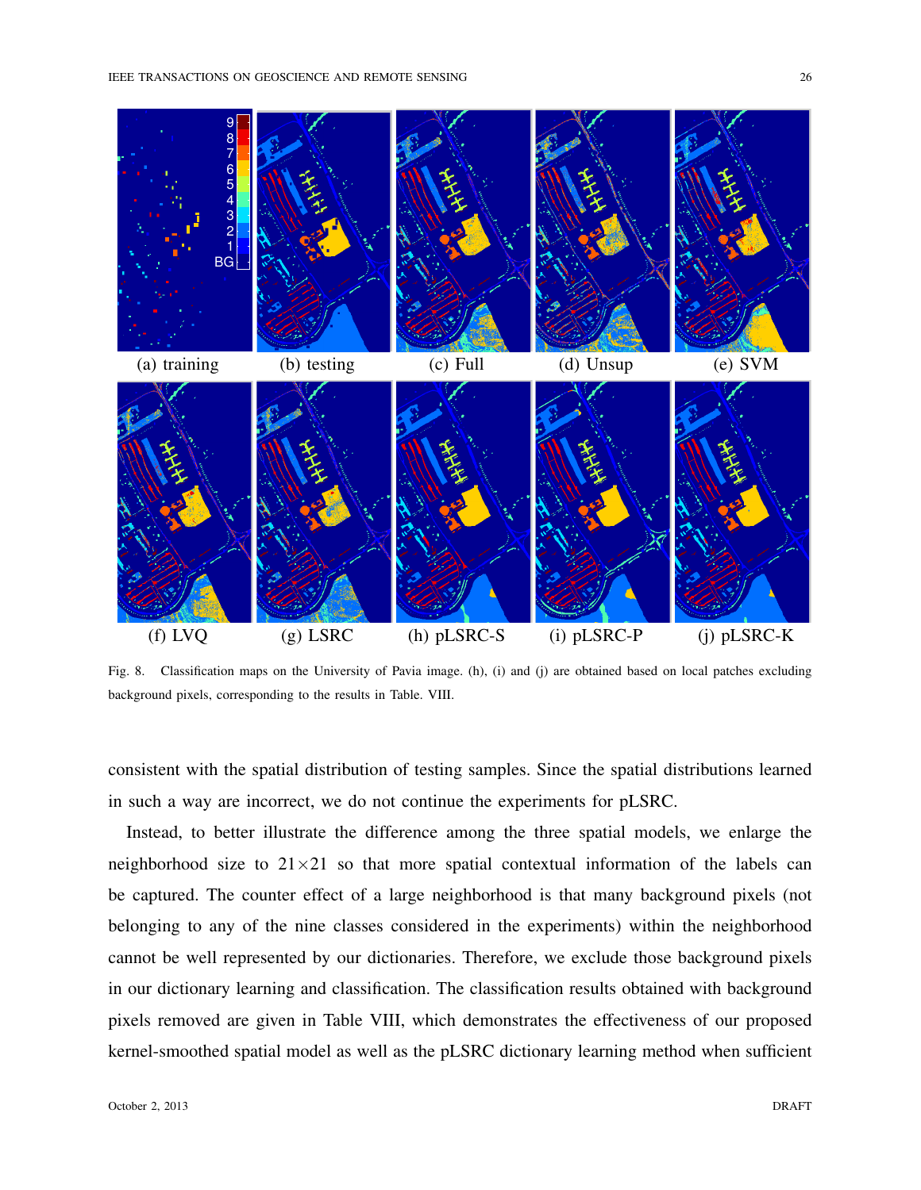(a) training (b) testing (c) Full (d) Unsup (e) SVM

(f) LVQ (g) LSRC (h) pLSRC-S (i) pLSRC-P (j) pLSRC-K

Fig. 8. Classification maps on the University of Pavia image. (h), (i) and (j) are obtained based on local patches excluding background pixels, corresponding to the results in Table. VIII.

consistent with the spatial distribution of testing samples. Since the spatial distributions learned in such a way are incorrect, we do not continue the experiments for pLSRC.

Instead, to better illustrate the difference among the three spatial models, we enlarge the neighborhood size to $21 \times 21$ so that more spatial contextual information of the labels can be captured. The counter effect of a large neighborhood is that many background pixels (not belonging to any of the nine classes considered in the experiments) within the neighborhood cannot be well represented by our dictionaries. Therefore, we exclude those background pixels in our dictionary learning and classification. The classification results obtained with background pixels removed are given in Table VIII, which demonstrates the effectiveness of our proposed kernel-smoothed spatial model as well as the pLSRC dictionary learning method when sufficient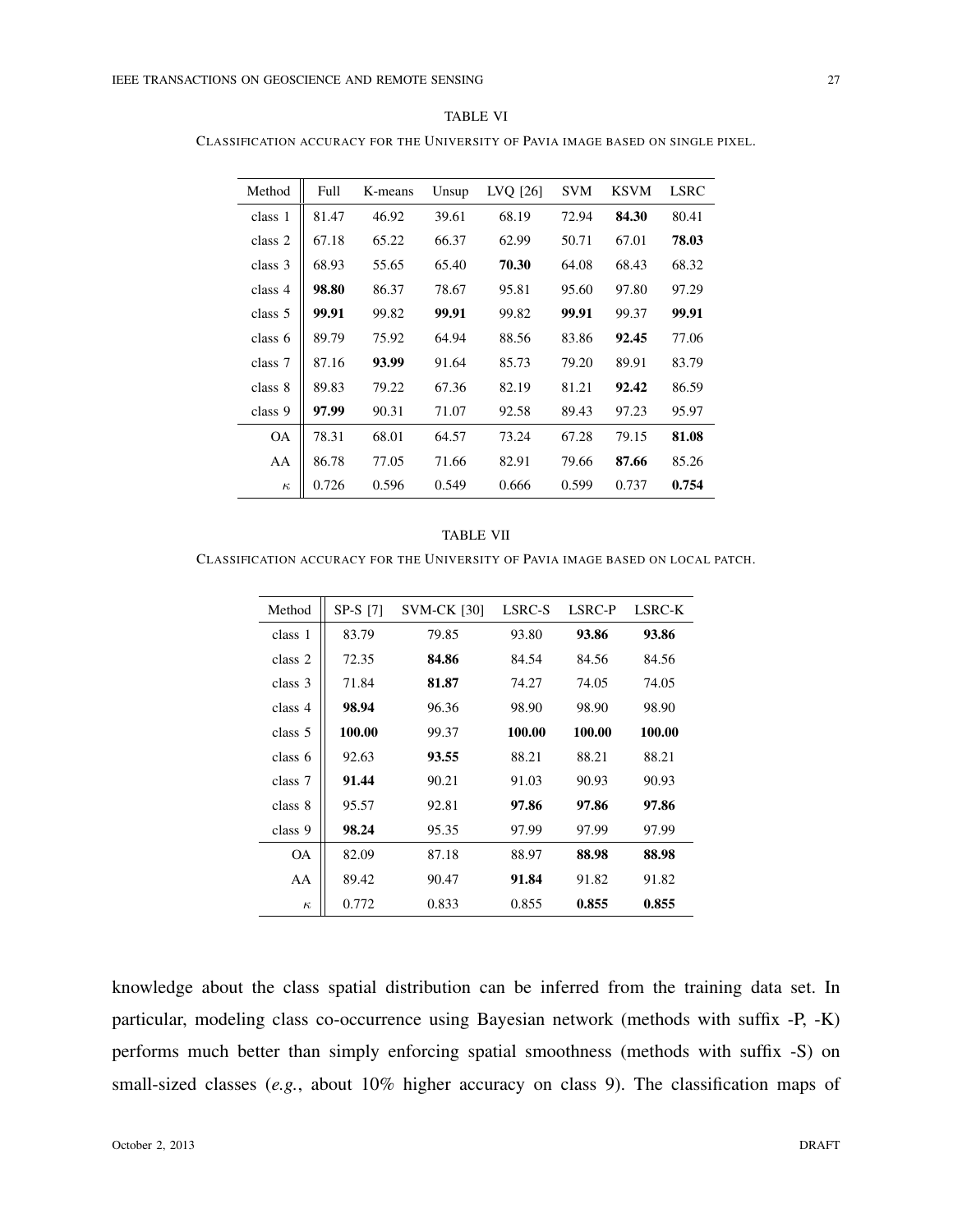TABLE VI

CLASSIFICATION ACCURACY FOR THE UNIVERSITY OF PAVIA IMAGE BASED ON SINGLE PIXEL.

| Method | Full | K-means | Unsup | LVQ [26] | SVM | KSVM | LSRC |
|---|---|---|---|---|---|---|---|
| class 1 | 81.47 | 46.92 | 39.61 | 68.19 | 72.94 | **84.30** | 80.41 |
| class 2 | 67.18 | 65.22 | 66.37 | 62.99 | 50.71 | 67.01 | **78.03** |
| class 3 | 68.93 | 55.65 | 65.40 | **70.30** | 64.08 | 68.43 | 68.32 |
| class 4 | **98.80** | 86.37 | 78.67 | 95.81 | 95.60 | 97.80 | 97.29 |
| class 5 | **99.91** | 99.82 | **99.91** | 99.82 | **99.91** | 99.37 | **99.91** |
| class 6 | 89.79 | 75.92 | 64.94 | 88.56 | 83.86 | **92.45** | 77.06 |
| class 7 | 87.16 | **93.99** | 91.64 | 85.73 | 79.20 | 89.91 | 83.79 |
| class 8 | 89.83 | 79.22 | 67.36 | 82.19 | 81.21 | **92.42** | 86.59 |
| class 9 | **97.99** | 90.31 | 71.07 | 92.58 | 89.43 | 97.23 | 95.97 |
| OA | 78.31 | 68.01 | 64.57 | 73.24 | 67.28 | 79.15 | **81.08** |
| AA | 86.78 | 77.05 | 71.66 | 82.91 | 79.66 | **87.66** | 85.26 |
| $\kappa$ | 0.726 | 0.596 | 0.549 | 0.666 | 0.599 | 0.737 | **0.754** |

TABLE VII

CLASSIFICATION ACCURACY FOR THE UNIVERSITY OF PAVIA IMAGE BASED ON LOCAL PATCH.

| Method | SP-S [7] | SVM-CK [30] | LSRC-S | LSRC-P | LSRC-K |
|---|---|---|---|---|---|
| class 1 | 83.79 | 79.85 | 93.80 | **93.86** | **93.86** |
| class 2 | 72.35 | **84.86** | 84.54 | 84.56 | 84.56 |
| class 3 | 71.84 | **81.87** | 74.27 | 74.05 | 74.05 |
| class 4 | **98.94** | 96.36 | 98.90 | 98.90 | 98.90 |
| class 5 | **100.00** | 99.37 | **100.00** | **100.00** | **100.00** |
| class 6 | 92.63 | **93.55** | 88.21 | 88.21 | 88.21 |
| class 7 | **91.44** | 90.21 | 91.03 | 90.93 | 90.93 |
| class 8 | 95.57 | 92.81 | **97.86** | **97.86** | **97.86** |
| class 9 | **98.24** | 95.35 | 97.99 | 97.99 | 97.99 |
| OA | 82.09 | 87.18 | 88.97 | **88.98** | **88.98** |
| AA | 89.42 | 90.47 | **91.84** | 91.82 | 91.82 |
| $\kappa$ | 0.772 | 0.833 | 0.855 | **0.855** | **0.855** |

knowledge about the class spatial distribution can be inferred from the training data set. In particular, modeling class co-occurrence using Bayesian network (methods with suffix -P, -K) performs much better than simply enforcing spatial smoothness (methods with suffix -S) on small-sized classes (*e.g.*, about 10% higher accuracy on class 9). The classification maps of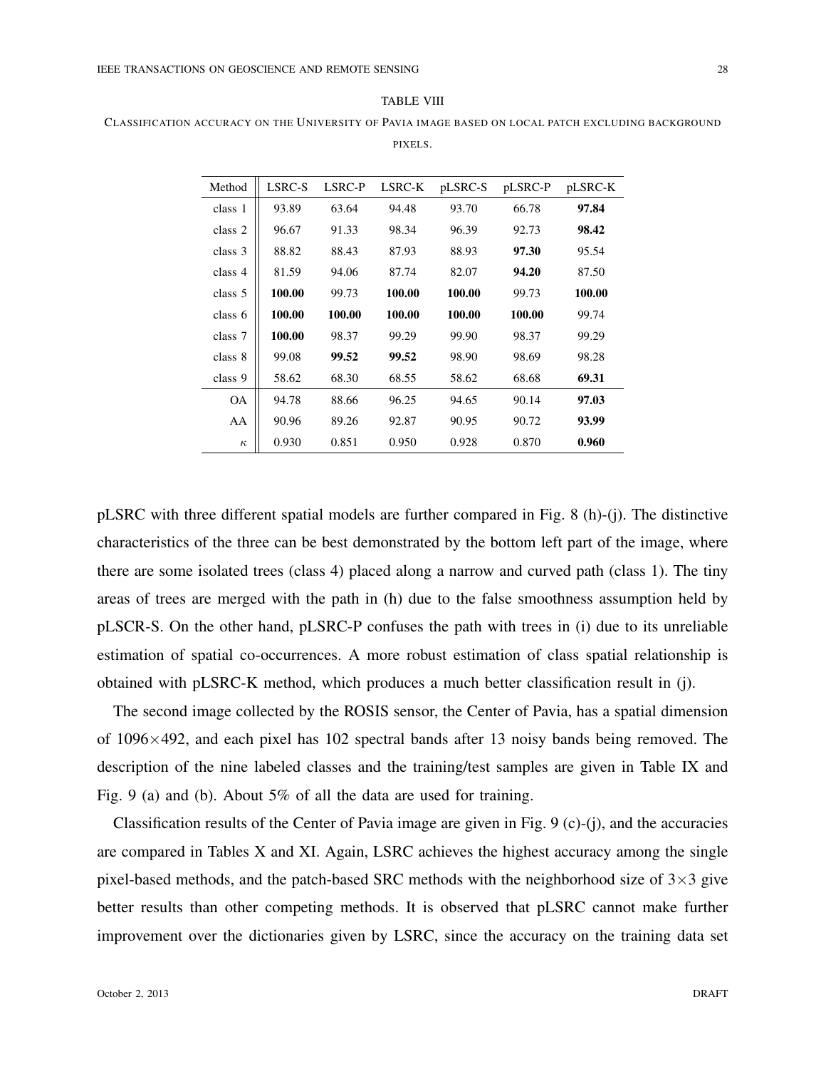TABLE VIII

CLASSIFICATION ACCURACY ON THE UNIVERSITY OF PAVIA IMAGE BASED ON LOCAL PATCH EXCLUDING BACKGROUND PIXELS.

| Method | LSRC-S | LSRC-P | LSRC-K | pLSRC-S | pLSRC-P | pLSRC-K |
|---|---|---|---|---|---|---|
| class 1 | 93.89 | 63.64 | 94.48 | 93.70 | 66.78 | **97.84** |
| class 2 | 96.67 | 91.33 | 98.34 | 96.39 | 92.73 | **98.42** |
| class 3 | 88.82 | 88.43 | 87.93 | 88.93 | **97.30** | 95.54 |
| class 4 | 81.59 | 94.06 | 87.74 | 82.07 | **94.20** | 87.50 |
| class 5 | **100.00** | 99.73 | **100.00** | **100.00** | 99.73 | **100.00** |
| class 6 | **100.00** | **100.00** | **100.00** | **100.00** | **100.00** | 99.74 |
| class 7 | **100.00** | 98.37 | 99.29 | 99.90 | 98.37 | 99.29 |
| class 8 | 99.08 | **99.52** | **99.52** | 98.90 | 98.69 | 98.28 |
| class 9 | 58.62 | 68.30 | 68.55 | 58.62 | 68.68 | **69.31** |
| OA | 94.78 | 88.66 | 96.25 | 94.65 | 90.14 | **97.03** |
| AA | 90.96 | 89.26 | 92.87 | 90.95 | 90.72 | **93.99** |
| $\kappa$ | 0.930 | 0.851 | 0.950 | 0.928 | 0.870 | **0.960** |

pLSRC with three different spatial models are further compared in Fig. 8 (h)-(j). The distinctive characteristics of the three can be best demonstrated by the bottom left part of the image, where there are some isolated trees (class 4) placed along a narrow and curved path (class 1). The tiny areas of trees are merged with the path in (h) due to the false smoothness assumption held by pLSCR-S. On the other hand, pLSRC-P confuses the path with trees in (i) due to its unreliable estimation of spatial co-occurrences. A more robust estimation of class spatial relationship is obtained with pLSRC-K method, which produces a much better classification result in (j).

The second image collected by the ROSIS sensor, the Center of Pavia, has a spatial dimension of $1096\times492$, and each pixel has 102 spectral bands after 13 noisy bands being removed. The description of the nine labeled classes and the training/test samples are given in Table IX and Fig. 9 (a) and (b). About 5% of all the data are used for training.

Classification results of the Center of Pavia image are given in Fig. 9 (c)-(j), and the accuracies are compared in Tables X and XI. Again, LSRC achieves the highest accuracy among the single pixel-based methods, and the patch-based SRC methods with the neighborhood size of $3\times3$ give better results than other competing methods. It is observed that pLSRC cannot make further improvement over the dictionaries given by LSRC, since the accuracy on the training data set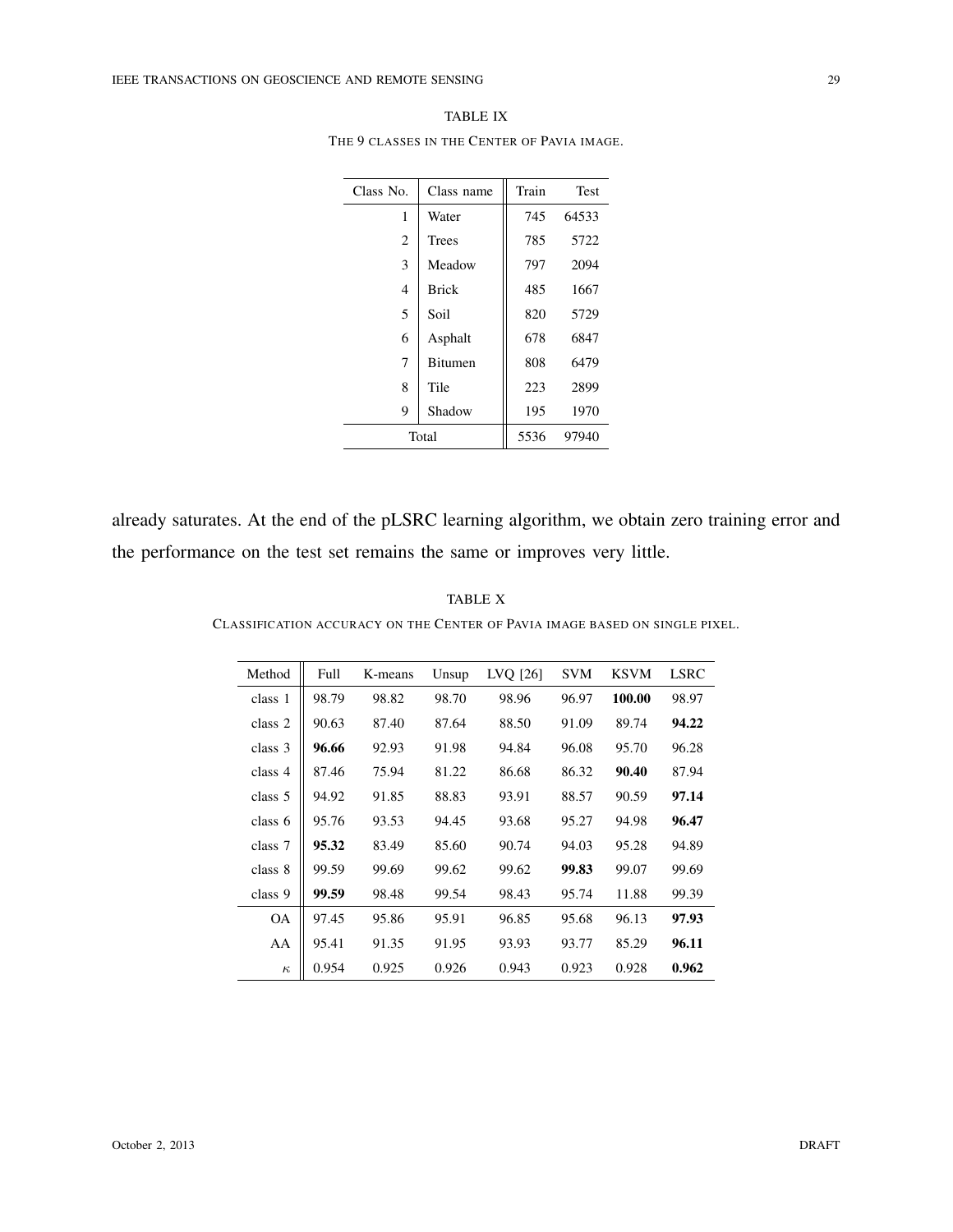TABLE IX

THE 9 CLASSES IN THE CENTER OF PAVIA IMAGE.

| Class No. | Class name | Train | Test |
|---|---|---|---|
| 1 | Water | 745 | 64533 |
| 2 | Trees | 785 | 5722 |
| 3 | Meadow | 797 | 2094 |
| 4 | Brick | 485 | 1667 |
| 5 | Soil | 820 | 5729 |
| 6 | Asphalt | 678 | 6847 |
| 7 | Bitumen | 808 | 6479 |
| 8 | Tile | 223 | 2899 |
| 9 | Shadow | 195 | 1970 |
| Total | | 5536 | 97940 |

already saturates. At the end of the pLSRC learning algorithm, we obtain zero training error and the performance on the test set remains the same or improves very little.

TABLE X

CLASSIFICATION ACCURACY ON THE CENTER OF PAVIA IMAGE BASED ON SINGLE PIXEL.

| Method | Full | K-means | Unsup | LVQ [26] | SVM | KSVM | LSRC |
|---|---|---|---|---|---|---|---|
| class 1 | 98.79 | 98.82 | 98.70 | 98.96 | 96.97 | **100.00** | 98.97 |
| class 2 | 90.63 | 87.40 | 87.64 | 88.50 | 91.09 | 89.74 | **94.22** |
| class 3 | **96.66** | 92.93 | 91.98 | 94.84 | 96.08 | 95.70 | 96.28 |
| class 4 | 87.46 | 75.94 | 81.22 | 86.68 | 86.32 | **90.40** | 87.94 |
| class 5 | 94.92 | 91.85 | 88.83 | 93.91 | 88.57 | 90.59 | **97.14** |
| class 6 | 95.76 | 93.53 | 94.45 | 93.68 | 95.27 | 94.98 | **96.47** |
| class 7 | **95.32** | 83.49 | 85.60 | 90.74 | 94.03 | 95.28 | 94.89 |
| class 8 | 99.59 | 99.69 | 99.62 | 99.62 | **99.83** | 99.07 | 99.69 |
| class 9 | **99.59** | 98.48 | 99.54 | 98.43 | 95.74 | 11.88 | 99.39 |
| OA | 97.45 | 95.86 | 95.91 | 96.85 | 95.68 | 96.13 | **97.93** |
| AA | 95.41 | 91.35 | 91.95 | 93.93 | 93.77 | 85.29 | **96.11** |
| $\kappa$ | 0.954 | 0.925 | 0.926 | 0.943 | 0.923 | 0.928 | **0.962** |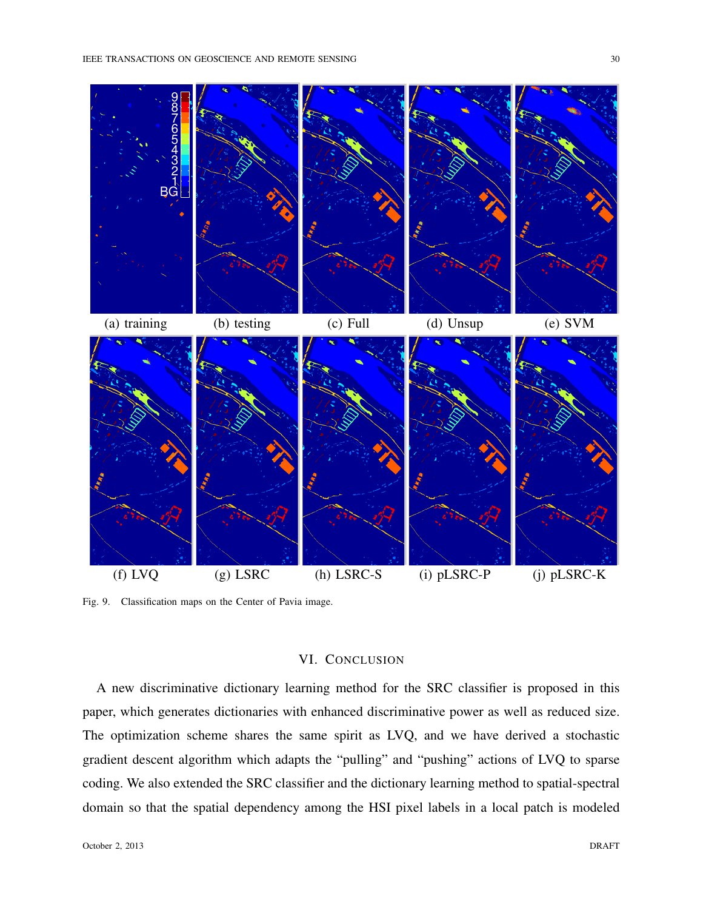(a) training (b) testing (c) Full (d) Unsup (e) SVM

(f) LVQ (g) LSRC (h) LSRC-S (i) pLSRC-P (j) pLSRC-K

Fig. 9. Classification maps on the Center of Pavia image.

## VI. Conclusion

A new discriminative dictionary learning method for the SRC classifier is proposed in this paper, which generates dictionaries with enhanced discriminative power as well as reduced size. The optimization scheme shares the same spirit as LVQ, and we have derived a stochastic gradient descent algorithm which adapts the "pulling" and "pushing" actions of LVQ to sparse coding. We also extended the SRC classifier and the dictionary learning method to spatial-spectral domain so that the spatial dependency among the HSI pixel labels in a local patch is modeled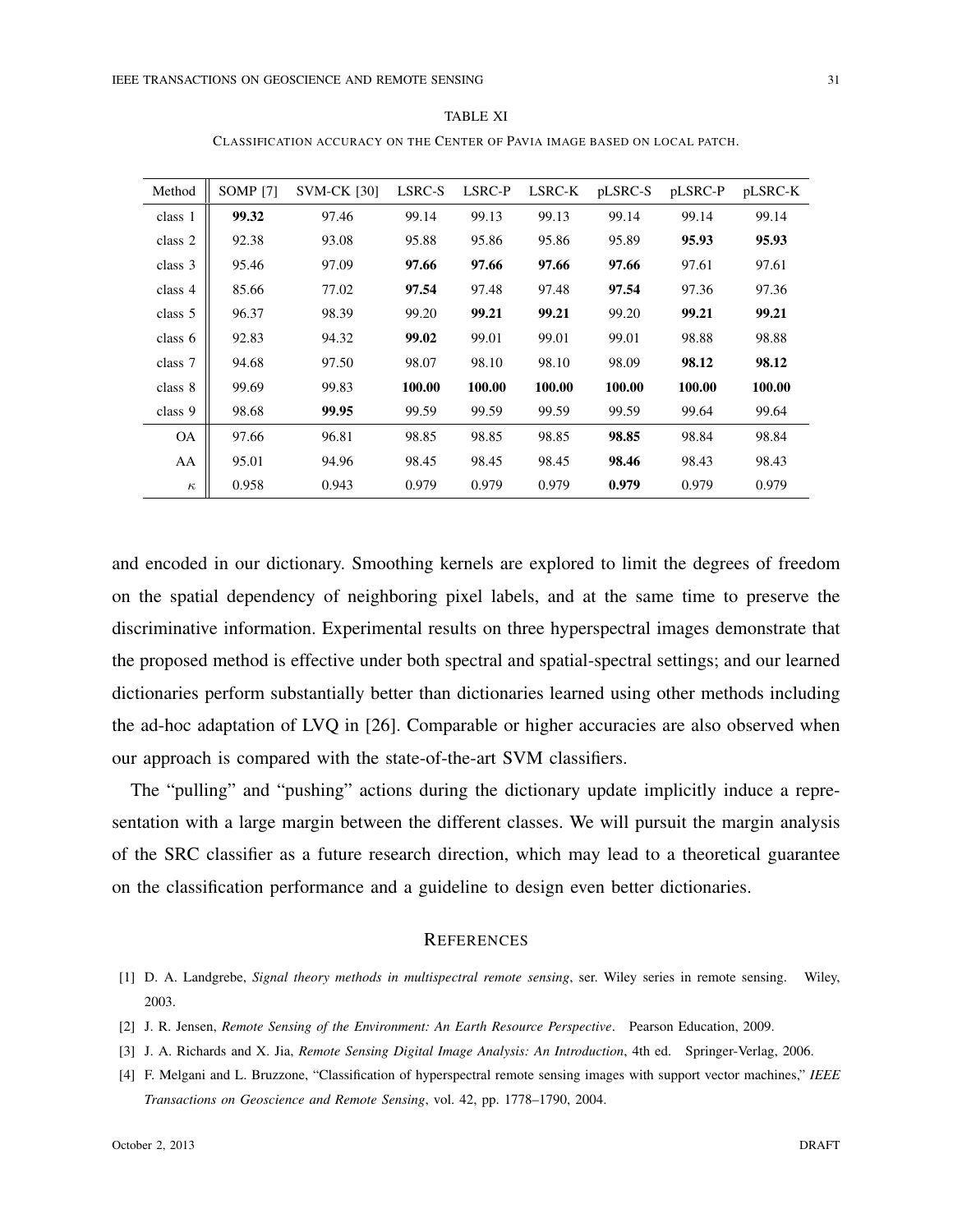TABLE XI

CLASSIFICATION ACCURACY ON THE CENTER OF PAVIA IMAGE BASED ON LOCAL PATCH.

| Method | SOMP [7] | SVM-CK [30] | LSRC-S | LSRC-P | LSRC-K | pLSRC-S | pLSRC-P | pLSRC-K |
|---|---|---|---|---|---|---|---|---|
| class 1 | **99.32** | 97.46 | 99.14 | 99.13 | 99.13 | 99.14 | 99.14 | 99.14 |
| class 2 | 92.38 | 93.08 | 95.88 | 95.86 | 95.86 | 95.89 | **95.93** | **95.93** |
| class 3 | 95.46 | 97.09 | **97.66** | **97.66** | **97.66** | **97.66** | 97.61 | 97.61 |
| class 4 | 85.66 | 77.02 | **97.54** | 97.48 | 97.48 | **97.54** | 97.36 | 97.36 |
| class 5 | 96.37 | 98.39 | 99.20 | **99.21** | **99.21** | 99.20 | **99.21** | **99.21** |
| class 6 | 92.83 | 94.32 | **99.02** | 99.01 | 99.01 | 99.01 | 98.88 | 98.88 |
| class 7 | 94.68 | 97.50 | 98.07 | 98.10 | 98.10 | 98.09 | **98.12** | **98.12** |
| class 8 | 99.69 | 99.83 | **100.00** | **100.00** | **100.00** | **100.00** | **100.00** | **100.00** |
| class 9 | 98.68 | **99.95** | 99.59 | 99.59 | 99.59 | 99.59 | 99.64 | 99.64 |
| OA | 97.66 | 96.81 | 98.85 | 98.85 | 98.85 | **98.85** | 98.84 | 98.84 |
| AA | 95.01 | 94.96 | 98.45 | 98.45 | 98.45 | **98.46** | 98.43 | 98.43 |
| $\kappa$ | 0.958 | 0.943 | 0.979 | 0.979 | 0.979 | **0.979** | 0.979 | 0.979 |

and encoded in our dictionary. Smoothing kernels are explored to limit the degrees of freedom on the spatial dependency of neighboring pixel labels, and at the same time to preserve the discriminative information. Experimental results on three hyperspectral images demonstrate that the proposed method is effective under both spectral and spatial-spectral settings; and our learned dictionaries perform substantially better than dictionaries learned using other methods including the ad-hoc adaptation of LVQ in [26]. Comparable or higher accuracies are also observed when our approach is compared with the state-of-the-art SVM classifiers.

The "pulling" and "pushing" actions during the dictionary update implicitly induce a representation with a large margin between the different classes. We will pursuit the margin analysis of the SRC classifier as a future research direction, which may lead to a theoretical guarantee on the classification performance and a guideline to design even better dictionaries.

## REFERENCES

[1] D. A. Landgrebe, *Signal theory methods in multispectral remote sensing*, ser. Wiley series in remote sensing. Wiley, 2003.

[2] J. R. Jensen, *Remote Sensing of the Environment: An Earth Resource Perspective*. Pearson Education, 2009.

[3] J. A. Richards and X. Jia, *Remote Sensing Digital Image Analysis: An Introduction*, 4th ed. Springer-Verlag, 2006.

[4] F. Melgani and L. Bruzzone, "Classification of hyperspectral remote sensing images with support vector machines," *IEEE Transactions on Geoscience and Remote Sensing*, vol. 42, pp. 1778–1790, 2004.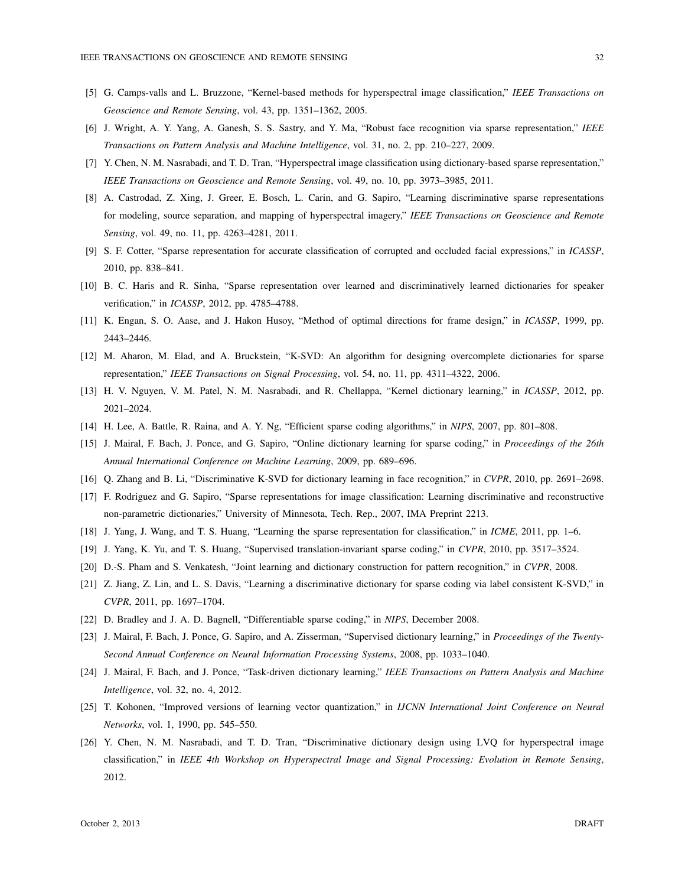[5] G. Camps-valls and L. Bruzzone, "Kernel-based methods for hyperspectral image classification," *IEEE Transactions on Geoscience and Remote Sensing*, vol. 43, pp. 1351–1362, 2005.

[6] J. Wright, A. Y. Yang, A. Ganesh, S. S. Sastry, and Y. Ma, "Robust face recognition via sparse representation," *IEEE Transactions on Pattern Analysis and Machine Intelligence*, vol. 31, no. 2, pp. 210–227, 2009.

[7] Y. Chen, N. M. Nasrabadi, and T. D. Tran, "Hyperspectral image classification using dictionary-based sparse representation," *IEEE Transactions on Geoscience and Remote Sensing*, vol. 49, no. 10, pp. 3973–3985, 2011.

[8] A. Castrodad, Z. Xing, J. Greer, E. Bosch, L. Carin, and G. Sapiro, "Learning discriminative sparse representations for modeling, source separation, and mapping of hyperspectral imagery," *IEEE Transactions on Geoscience and Remote Sensing*, vol. 49, no. 11, pp. 4263–4281, 2011.

[9] S. F. Cotter, "Sparse representation for accurate classification of corrupted and occluded facial expressions," in *ICASSP*, 2010, pp. 838–841.

[10] B. C. Haris and R. Sinha, "Sparse representation over learned and discriminatively learned dictionaries for speaker verification," in *ICASSP*, 2012, pp. 4785–4788.

[11] K. Engan, S. O. Aase, and J. Hakon Husoy, "Method of optimal directions for frame design," in *ICASSP*, 1999, pp. 2443–2446.

[12] M. Aharon, M. Elad, and A. Bruckstein, "K-SVD: An algorithm for designing overcomplete dictionaries for sparse representation," *IEEE Transactions on Signal Processing*, vol. 54, no. 11, pp. 4311–4322, 2006.

[13] H. V. Nguyen, V. M. Patel, N. M. Nasrabadi, and R. Chellappa, "Kernel dictionary learning," in *ICASSP*, 2012, pp. 2021–2024.

[14] H. Lee, A. Battle, R. Raina, and A. Y. Ng, "Efficient sparse coding algorithms," in *NIPS*, 2007, pp. 801–808.

[15] J. Mairal, F. Bach, J. Ponce, and G. Sapiro, "Online dictionary learning for sparse coding," in *Proceedings of the 26th Annual International Conference on Machine Learning*, 2009, pp. 689–696.

[16] Q. Zhang and B. Li, "Discriminative K-SVD for dictionary learning in face recognition," in *CVPR*, 2010, pp. 2691–2698.

[17] F. Rodriguez and G. Sapiro, "Sparse representations for image classification: Learning discriminative and reconstructive non-parametric dictionaries," University of Minnesota, Tech. Rep., 2007, IMA Preprint 2213.

[18] J. Yang, J. Wang, and T. S. Huang, "Learning the sparse representation for classification," in *ICME*, 2011, pp. 1–6.

[19] J. Yang, K. Yu, and T. S. Huang, "Supervised translation-invariant sparse coding," in *CVPR*, 2010, pp. 3517–3524.

[20] D.-S. Pham and S. Venkatesh, "Joint learning and dictionary construction for pattern recognition," in *CVPR*, 2008.

[21] Z. Jiang, Z. Lin, and L. S. Davis, "Learning a discriminative dictionary for sparse coding via label consistent K-SVD," in *CVPR*, 2011, pp. 1697–1704.

[22] D. Bradley and J. A. D. Bagnell, "Differentiable sparse coding," in *NIPS*, December 2008.

[23] J. Mairal, F. Bach, J. Ponce, G. Sapiro, and A. Zisserman, "Supervised dictionary learning," in *Proceedings of the Twenty-Second Annual Conference on Neural Information Processing Systems*, 2008, pp. 1033–1040.

[24] J. Mairal, F. Bach, and J. Ponce, "Task-driven dictionary learning," *IEEE Transactions on Pattern Analysis and Machine Intelligence*, vol. 32, no. 4, 2012.

[25] T. Kohonen, "Improved versions of learning vector quantization," in *IJCNN International Joint Conference on Neural Networks*, vol. 1, 1990, pp. 545–550.

[26] Y. Chen, N. M. Nasrabadi, and T. D. Tran, "Discriminative dictionary design using LVQ for hyperspectral image classification," in *IEEE 4th Workshop on Hyperspectral Image and Signal Processing: Evolution in Remote Sensing*, 2012.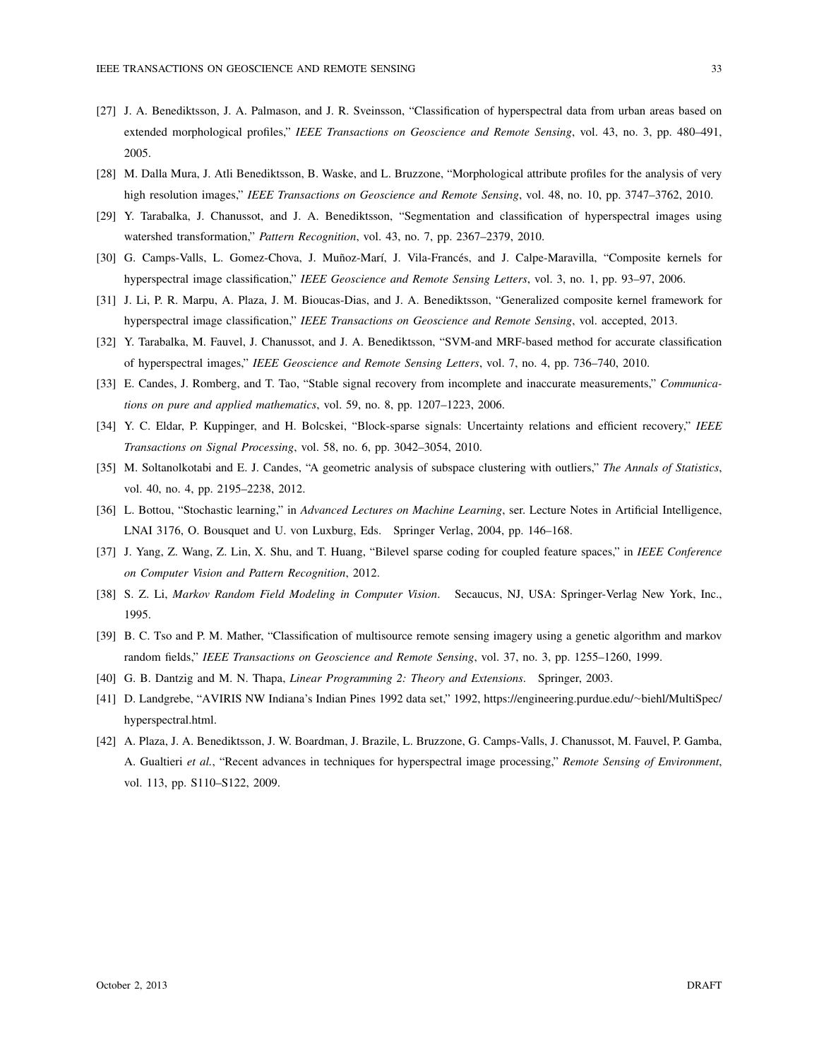[27] J. A. Benediktsson, J. A. Palmason, and J. R. Sveinsson, "Classification of hyperspectral data from urban areas based on extended morphological profiles," *IEEE Transactions on Geoscience and Remote Sensing*, vol. 43, no. 3, pp. 480–491, 2005.

[28] M. Dalla Mura, J. Atli Benediktsson, B. Waske, and L. Bruzzone, "Morphological attribute profiles for the analysis of very high resolution images," *IEEE Transactions on Geoscience and Remote Sensing*, vol. 48, no. 10, pp. 3747–3762, 2010.

[29] Y. Tarabalka, J. Chanussot, and J. A. Benediktsson, "Segmentation and classification of hyperspectral images using watershed transformation," *Pattern Recognition*, vol. 43, no. 7, pp. 2367–2379, 2010.

[30] G. Camps-Valls, L. Gomez-Chova, J. Muñoz-Marí, J. Vila-Francés, and J. Calpe-Maravilla, "Composite kernels for hyperspectral image classification," *IEEE Geoscience and Remote Sensing Letters*, vol. 3, no. 1, pp. 93–97, 2006.

[31] J. Li, P. R. Marpu, A. Plaza, J. M. Bioucas-Dias, and J. A. Benediktsson, "Generalized composite kernel framework for hyperspectral image classification," *IEEE Transactions on Geoscience and Remote Sensing*, vol. accepted, 2013.

[32] Y. Tarabalka, M. Fauvel, J. Chanussot, and J. A. Benediktsson, "SVM-and MRF-based method for accurate classification of hyperspectral images," *IEEE Geoscience and Remote Sensing Letters*, vol. 7, no. 4, pp. 736–740, 2010.

[33] E. Candes, J. Romberg, and T. Tao, "Stable signal recovery from incomplete and inaccurate measurements," *Communications on pure and applied mathematics*, vol. 59, no. 8, pp. 1207–1223, 2006.

[34] Y. C. Eldar, P. Kuppinger, and H. Bolcskei, "Block-sparse signals: Uncertainty relations and efficient recovery," *IEEE Transactions on Signal Processing*, vol. 58, no. 6, pp. 3042–3054, 2010.

[35] M. Soltanolkotabi and E. J. Candes, "A geometric analysis of subspace clustering with outliers," *The Annals of Statistics*, vol. 40, no. 4, pp. 2195–2238, 2012.

[36] L. Bottou, "Stochastic learning," in *Advanced Lectures on Machine Learning*, ser. Lecture Notes in Artificial Intelligence, LNAI 3176, O. Bousquet and U. von Luxburg, Eds. Springer Verlag, 2004, pp. 146–168.

[37] J. Yang, Z. Wang, Z. Lin, X. Shu, and T. Huang, "Bilevel sparse coding for coupled feature spaces," in *IEEE Conference on Computer Vision and Pattern Recognition*, 2012.

[38] S. Z. Li, *Markov Random Field Modeling in Computer Vision*. Secaucus, NJ, USA: Springer-Verlag New York, Inc., 1995.

[39] B. C. Tso and P. M. Mather, "Classification of multisource remote sensing imagery using a genetic algorithm and markov random fields," *IEEE Transactions on Geoscience and Remote Sensing*, vol. 37, no. 3, pp. 1255–1260, 1999.

[40] G. B. Dantzig and M. N. Thapa, *Linear Programming 2: Theory and Extensions*. Springer, 2003.

[41] D. Landgrebe, "AVIRIS NW Indiana's Indian Pines 1992 data set," 1992, https://engineering.purdue.edu/~biehl/MultiSpec/hyperspectral.html.

[42] A. Plaza, J. A. Benediktsson, J. W. Boardman, J. Brazile, L. Bruzzone, G. Camps-Valls, J. Chanussot, M. Fauvel, P. Gamba, A. Gualtieri *et al.*, "Recent advances in techniques for hyperspectral image processing," *Remote Sensing of Environment*, vol. 113, pp. S110–S122, 2009.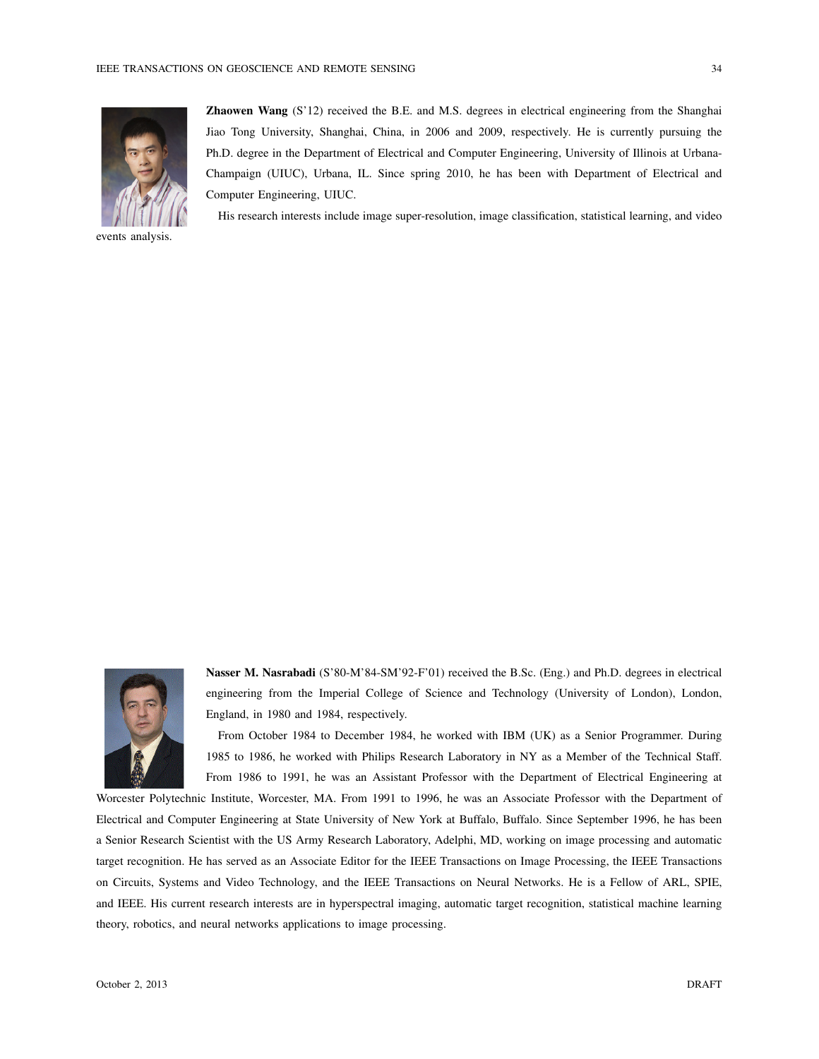**Zhaowen Wang** (S'12) received the B.E. and M.S. degrees in electrical engineering from the Shanghai Jiao Tong University, Shanghai, China, in 2006 and 2009, respectively. He is currently pursuing the Ph.D. degree in the Department of Electrical and Computer Engineering, University of Illinois at Urbana-Champaign (UIUC), Urbana, IL. Since spring 2010, he has been with Department of Electrical and Computer Engineering, UIUC.

His research interests include image super-resolution, image classification, statistical learning, and video events analysis.

**Nasser M. Nasrabadi** (S'80-M'84-SM'92-F'01) received the B.Sc. (Eng.) and Ph.D. degrees in electrical engineering from the Imperial College of Science and Technology (University of London), London, England, in 1980 and 1984, respectively.

From October 1984 to December 1984, he worked with IBM (UK) as a Senior Programmer. During 1985 to 1986, he worked with Philips Research Laboratory in NY as a Member of the Technical Staff. From 1986 to 1991, he was an Assistant Professor with the Department of Electrical Engineering at Worcester Polytechnic Institute, Worcester, MA. From 1991 to 1996, he was an Associate Professor with the Department of Electrical and Computer Engineering at State University of New York at Buffalo, Buffalo. Since September 1996, he has been a Senior Research Scientist with the US Army Research Laboratory, Adelphi, MD, working on image processing and automatic target recognition. He has served as an Associate Editor for the IEEE Transactions on Image Processing, the IEEE Transactions on Circuits, Systems and Video Technology, and the IEEE Transactions on Neural Networks. He is a Fellow of ARL, SPIE, and IEEE. His current research interests are in hyperspectral imaging, automatic target recognition, statistical machine learning theory, robotics, and neural networks applications to image processing.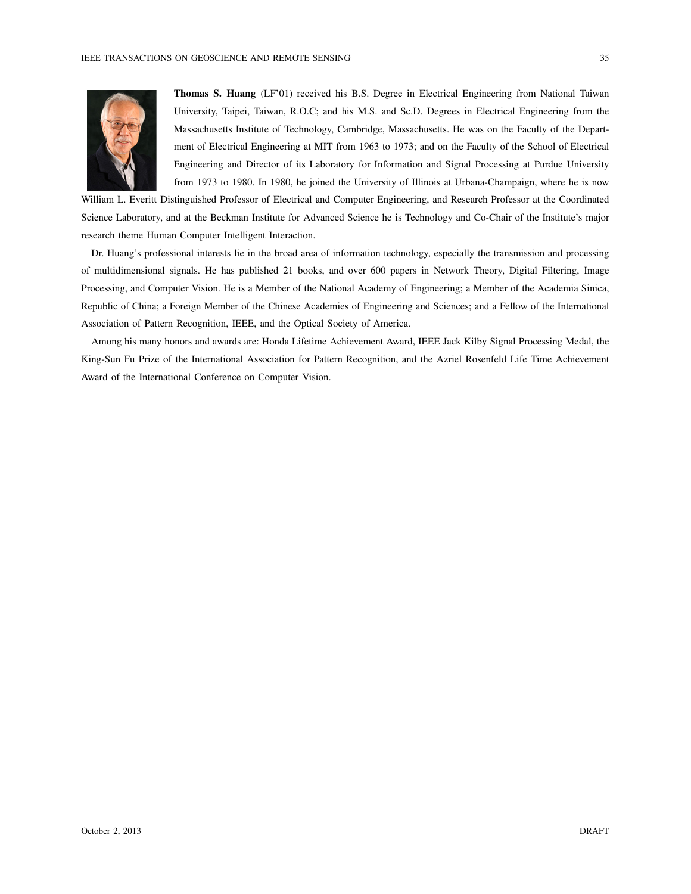**Thomas S. Huang** (LF'01) received his B.S. Degree in Electrical Engineering from National Taiwan University, Taipei, Taiwan, R.O.C; and his M.S. and Sc.D. Degrees in Electrical Engineering from the Massachusetts Institute of Technology, Cambridge, Massachusetts. He was on the Faculty of the Department of Electrical Engineering at MIT from 1963 to 1973; and on the Faculty of the School of Electrical Engineering and Director of its Laboratory for Information and Signal Processing at Purdue University from 1973 to 1980. In 1980, he joined the University of Illinois at Urbana-Champaign, where he is now William L. Everitt Distinguished Professor of Electrical and Computer Engineering, and Research Professor at the Coordinated Science Laboratory, and at the Beckman Institute for Advanced Science he is Technology and Co-Chair of the Institute's major research theme Human Computer Intelligent Interaction.

Dr. Huang's professional interests lie in the broad area of information technology, especially the transmission and processing of multidimensional signals. He has published 21 books, and over 600 papers in Network Theory, Digital Filtering, Image Processing, and Computer Vision. He is a Member of the National Academy of Engineering; a Member of the Academia Sinica, Republic of China; a Foreign Member of the Chinese Academies of Engineering and Sciences; and a Fellow of the International Association of Pattern Recognition, IEEE, and the Optical Society of America.

Among his many honors and awards are: Honda Lifetime Achievement Award, IEEE Jack Kilby Signal Processing Medal, the King-Sun Fu Prize of the International Association for Pattern Recognition, and the Azriel Rosenfeld Life Time Achievement Award of the International Conference on Computer Vision.